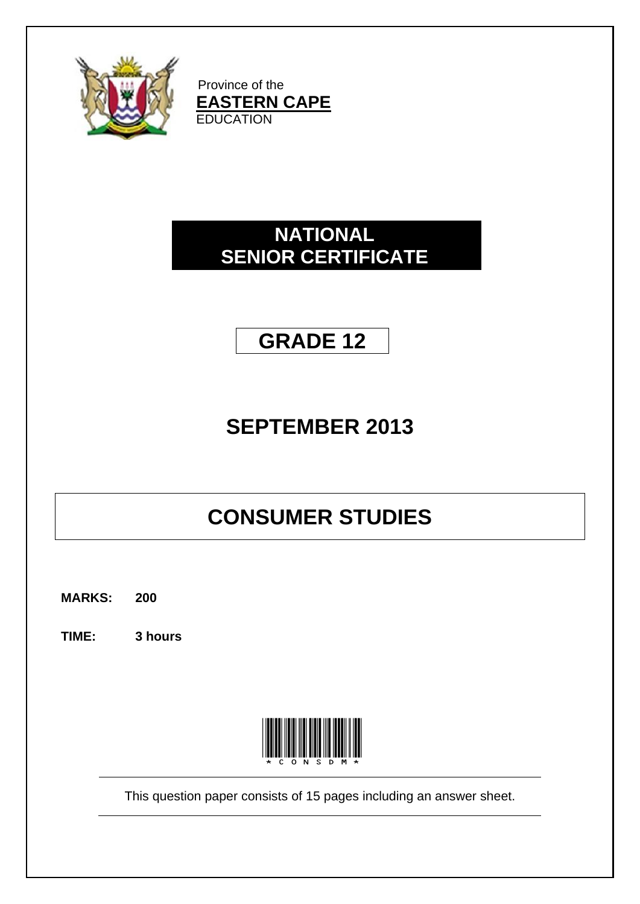Province of the
**EASTERN CAPE**
EDUCATION

# NATIONAL SENIOR CERTIFICATE

## GRADE 12

## SEPTEMBER 2013

# CONSUMER STUDIES

**MARKS: 200**

**TIME: 3 hours**

*CONSDM*

This question paper consists of 15 pages including an answer sheet.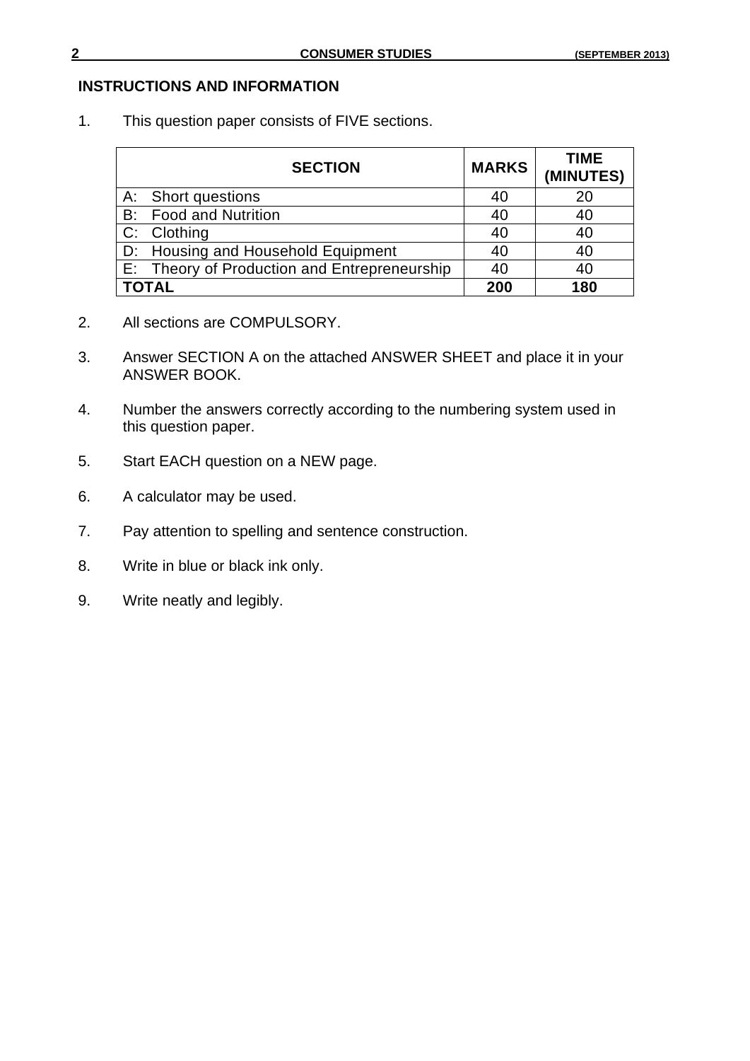## INSTRUCTIONS AND INFORMATION

1. This question paper consists of FIVE sections.

| SECTION | MARKS | TIME (MINUTES) |
|---|---|---|
| A: Short questions | 40 | 20 |
| B: Food and Nutrition | 40 | 40 |
| C: Clothing | 40 | 40 |
| D: Housing and Household Equipment | 40 | 40 |
| E: Theory of Production and Entrepreneurship | 40 | 40 |
| **TOTAL** | **200** | **180** |

2. All sections are COMPULSORY.

3. Answer SECTION A on the attached ANSWER SHEET and place it in your ANSWER BOOK.

4. Number the answers correctly according to the numbering system used in this question paper.

5. Start EACH question on a NEW page.

6. A calculator may be used.

7. Pay attention to spelling and sentence construction.

8. Write in blue or black ink only.

9. Write neatly and legibly.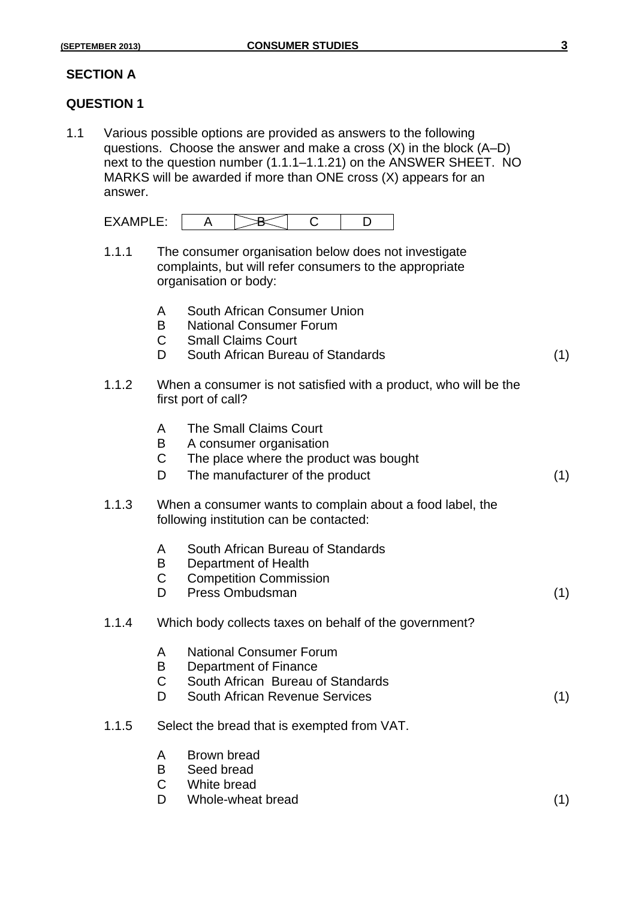## SECTION A

## QUESTION 1

1.1 Various possible options are provided as answers to the following questions. Choose the answer and make a cross (X) in the block (A–D) next to the question number (1.1.1–1.1.21) on the ANSWER SHEET. NO MARKS will be awarded if more than ONE cross (X) appears for an answer.

EXAMPLE:

| A | ~~B~~ (X) | C | D |
|---|---|---|---|

1.1.1 The consumer organisation below does not investigate complaints, but will refer consumers to the appropriate organisation or body:

- A South African Consumer Union
- B National Consumer Forum
- C Small Claims Court
- D South African Bureau of Standards (1)

1.1.2 When a consumer is not satisfied with a product, who will be the first port of call?

- A The Small Claims Court
- B A consumer organisation
- C The place where the product was bought
- D The manufacturer of the product (1)

1.1.3 When a consumer wants to complain about a food label, the following institution can be contacted:

- A South African Bureau of Standards
- B Department of Health
- C Competition Commission
- D Press Ombudsman (1)

1.1.4 Which body collects taxes on behalf of the government?

- A National Consumer Forum
- B Department of Finance
- C South African Bureau of Standards
- D South African Revenue Services (1)

1.1.5 Select the bread that is exempted from VAT.

- A Brown bread
- B Seed bread
- C White bread
- D Whole-wheat bread (1)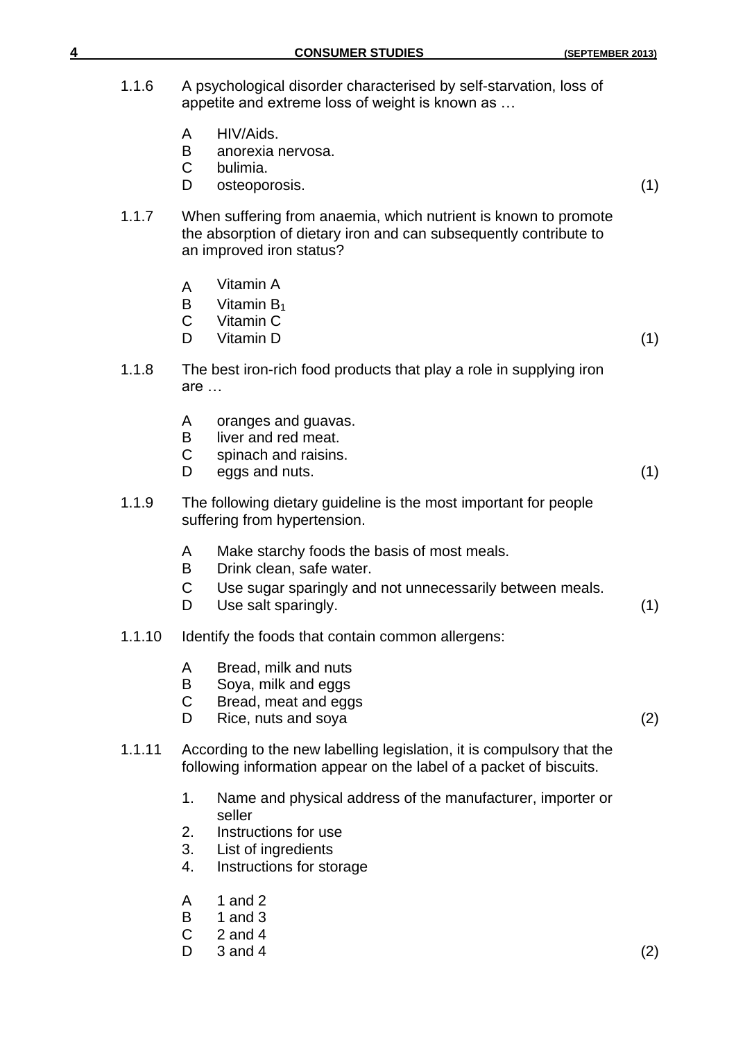1.1.6 A psychological disorder characterised by self-starvation, loss of appetite and extreme loss of weight is known as …

A HIV/Aids.
B anorexia nervosa.
C bulimia.
D osteoporosis. (1)

1.1.7 When suffering from anaemia, which nutrient is known to promote the absorption of dietary iron and can subsequently contribute to an improved iron status?

A Vitamin A
B Vitamin $B_1$
C Vitamin C
D Vitamin D (1)

1.1.8 The best iron-rich food products that play a role in supplying iron are …

A oranges and guavas.
B liver and red meat.
C spinach and raisins.
D eggs and nuts. (1)

1.1.9 The following dietary guideline is the most important for people suffering from hypertension.

A Make starchy foods the basis of most meals.
B Drink clean, safe water.
C Use sugar sparingly and not unnecessarily between meals.
D Use salt sparingly. (1)

1.1.10 Identify the foods that contain common allergens:

A Bread, milk and nuts
B Soya, milk and eggs
C Bread, meat and eggs
D Rice, nuts and soya (2)

1.1.11 According to the new labelling legislation, it is compulsory that the following information appear on the label of a packet of biscuits.

1. Name and physical address of the manufacturer, importer or seller
2. Instructions for use
3. List of ingredients
4. Instructions for storage

A 1 and 2
B 1 and 3
C 2 and 4
D 3 and 4 (2)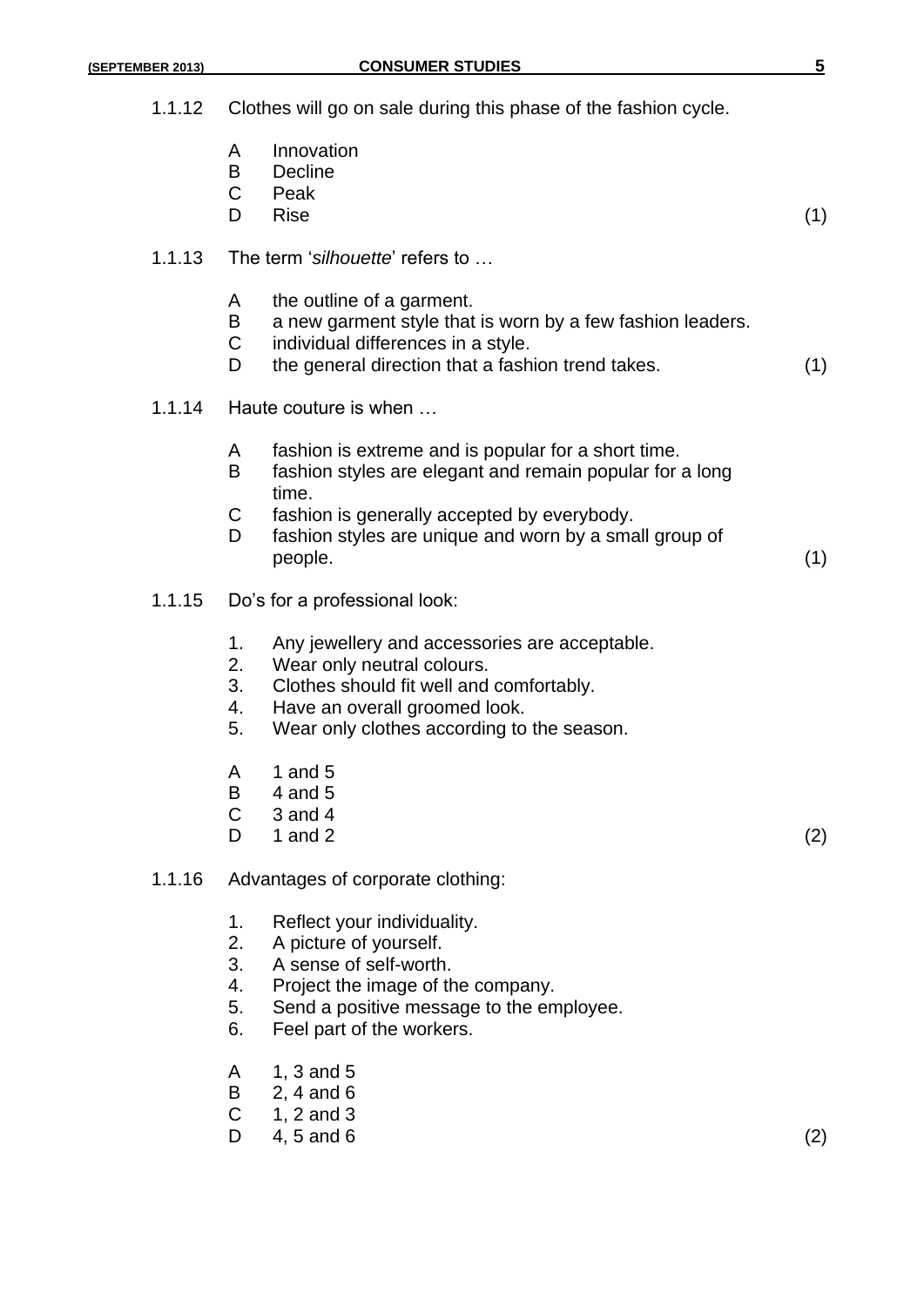1.1.12 Clothes will go on sale during this phase of the fashion cycle.

A Innovation
B Decline
C Peak
D Rise (1)

1.1.13 The term '*silhouette*' refers to …

A the outline of a garment.
B a new garment style that is worn by a few fashion leaders.
C individual differences in a style.
D the general direction that a fashion trend takes. (1)

1.1.14 Haute couture is when …

A fashion is extreme and is popular for a short time.
B fashion styles are elegant and remain popular for a long time.
C fashion is generally accepted by everybody.
D fashion styles are unique and worn by a small group of people. (1)

1.1.15 Do's for a professional look:

1. Any jewellery and accessories are acceptable.
2. Wear only neutral colours.
3. Clothes should fit well and comfortably.
4. Have an overall groomed look.
5. Wear only clothes according to the season.

A 1 and 5
B 4 and 5
C 3 and 4
D 1 and 2 (2)

1.1.16 Advantages of corporate clothing:

1. Reflect your individuality.
2. A picture of yourself.
3. A sense of self-worth.
4. Project the image of the company.
5. Send a positive message to the employee.
6. Feel part of the workers.

A 1, 3 and 5
B 2, 4 and 6
C 1, 2 and 3
D 4, 5 and 6 (2)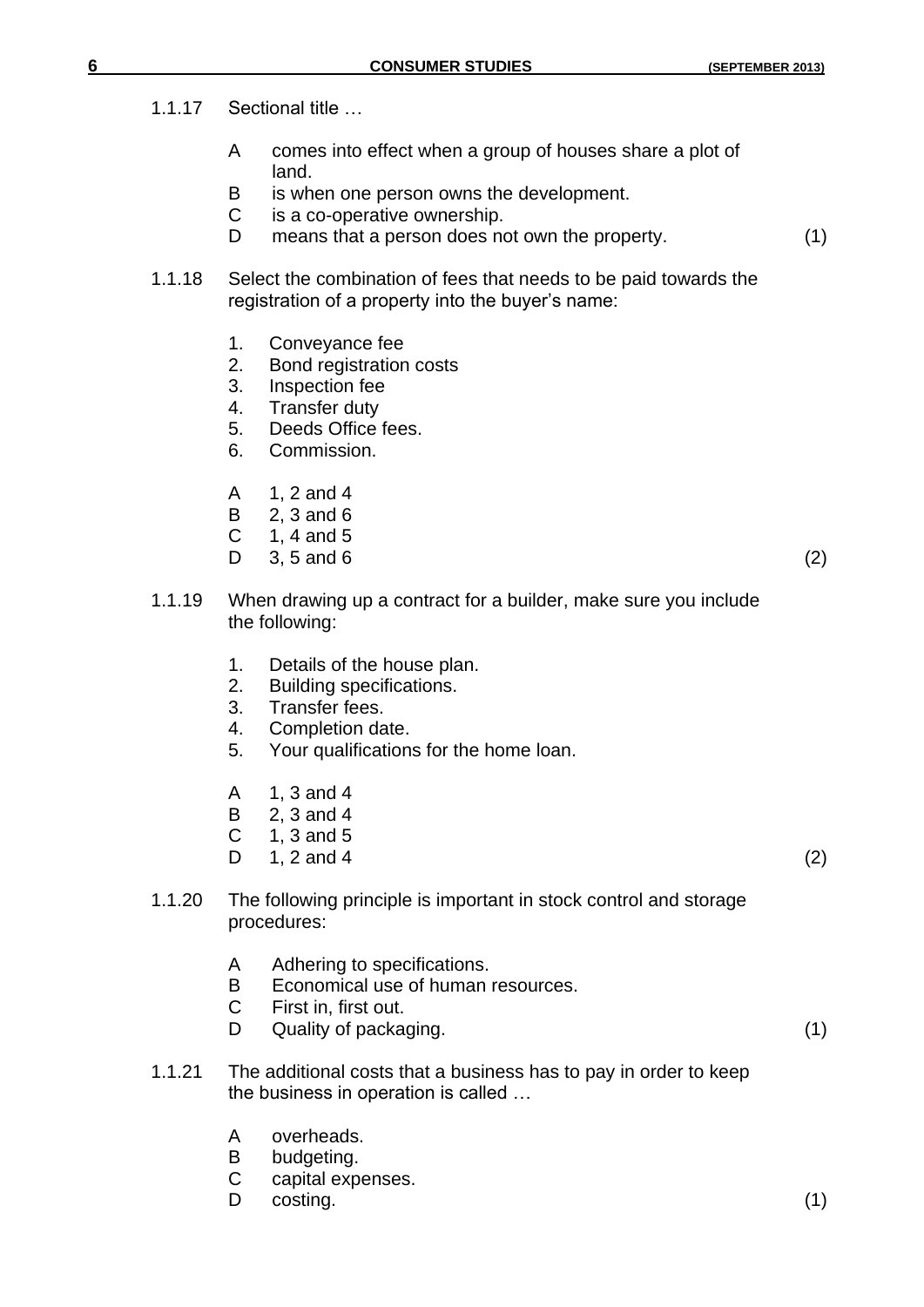1.1.17 Sectional title …

A comes into effect when a group of houses share a plot of land.
B is when one person owns the development.
C is a co-operative ownership.
D means that a person does not own the property. (1)

1.1.18 Select the combination of fees that needs to be paid towards the registration of a property into the buyer's name:

1. Conveyance fee
2. Bond registration costs
3. Inspection fee
4. Transfer duty
5. Deeds Office fees.
6. Commission.

A 1, 2 and 4
B 2, 3 and 6
C 1, 4 and 5
D 3, 5 and 6 (2)

1.1.19 When drawing up a contract for a builder, make sure you include the following:

1. Details of the house plan.
2. Building specifications.
3. Transfer fees.
4. Completion date.
5. Your qualifications for the home loan.

A 1, 3 and 4
B 2, 3 and 4
C 1, 3 and 5
D 1, 2 and 4 (2)

1.1.20 The following principle is important in stock control and storage procedures:

A Adhering to specifications.
B Economical use of human resources.
C First in, first out.
D Quality of packaging. (1)

1.1.21 The additional costs that a business has to pay in order to keep the business in operation is called …

A overheads.
B budgeting.
C capital expenses.
D costing. (1)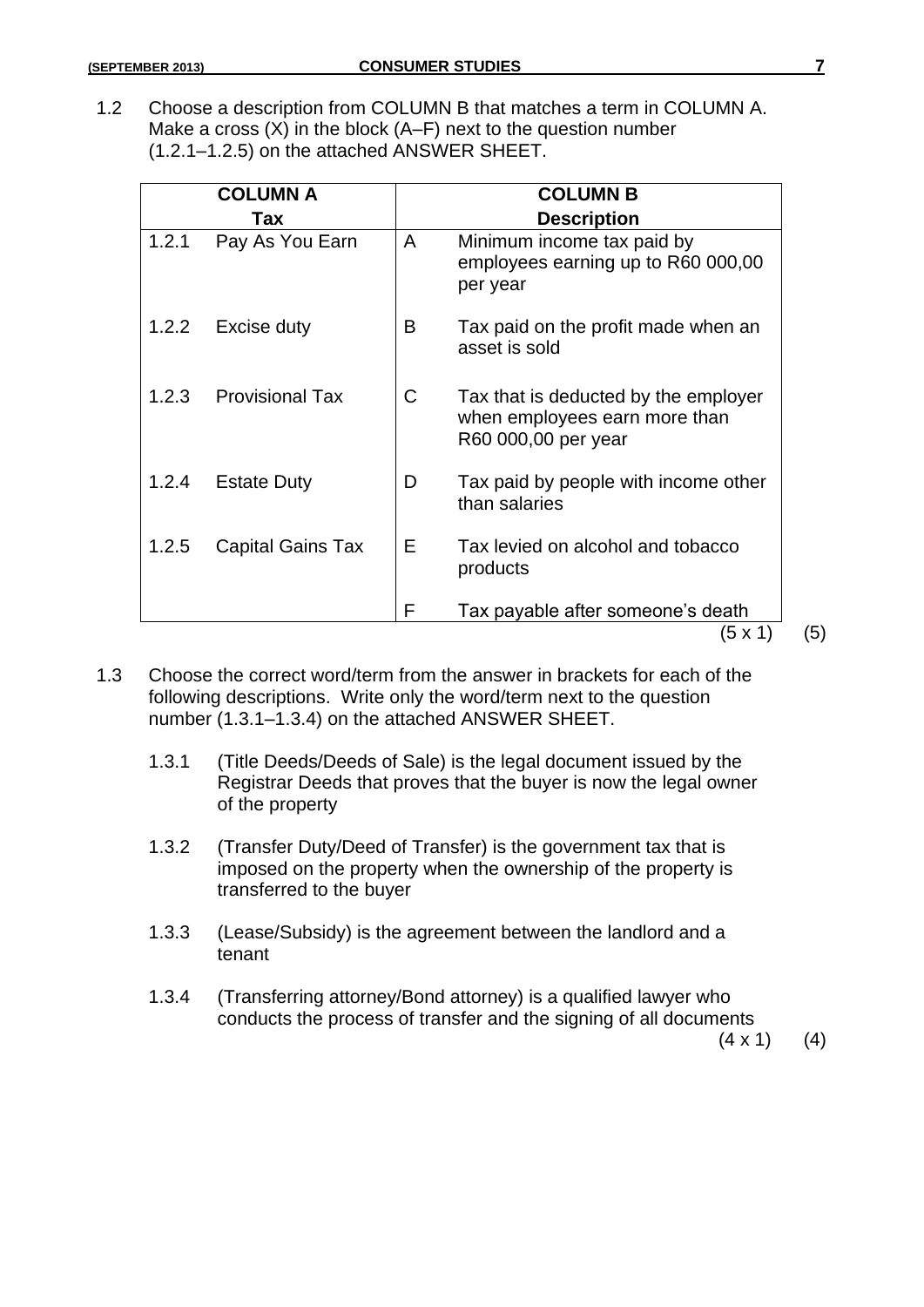1.2 Choose a description from COLUMN B that matches a term in COLUMN A. Make a cross (X) in the block (A–F) next to the question number (1.2.1–1.2.5) on the attached ANSWER SHEET.

| COLUMN A Tax | | COLUMN B Description | |
|---|---|---|---|
| 1.2.1 | Pay As You Earn | A | Minimum income tax paid by employees earning up to R60 000,00 per year |
| 1.2.2 | Excise duty | B | Tax paid on the profit made when an asset is sold |
| 1.2.3 | Provisional Tax | C | Tax that is deducted by the employer when employees earn more than R60 000,00 per year |
| 1.2.4 | Estate Duty | D | Tax paid by people with income other than salaries |
| 1.2.5 | Capital Gains Tax | E | Tax levied on alcohol and tobacco products |
| | | F | Tax payable after someone's death |

(5 x 1) (5)

1.3 Choose the correct word/term from the answer in brackets for each of the following descriptions. Write only the word/term next to the question number (1.3.1–1.3.4) on the attached ANSWER SHEET.

1.3.1 (Title Deeds/Deeds of Sale) is the legal document issued by the Registrar Deeds that proves that the buyer is now the legal owner of the property

1.3.2 (Transfer Duty/Deed of Transfer) is the government tax that is imposed on the property when the ownership of the property is transferred to the buyer

1.3.3 (Lease/Subsidy) is the agreement between the landlord and a tenant

1.3.4 (Transferring attorney/Bond attorney) is a qualified lawyer who conducts the process of transfer and the signing of all documents

(4 x 1) (4)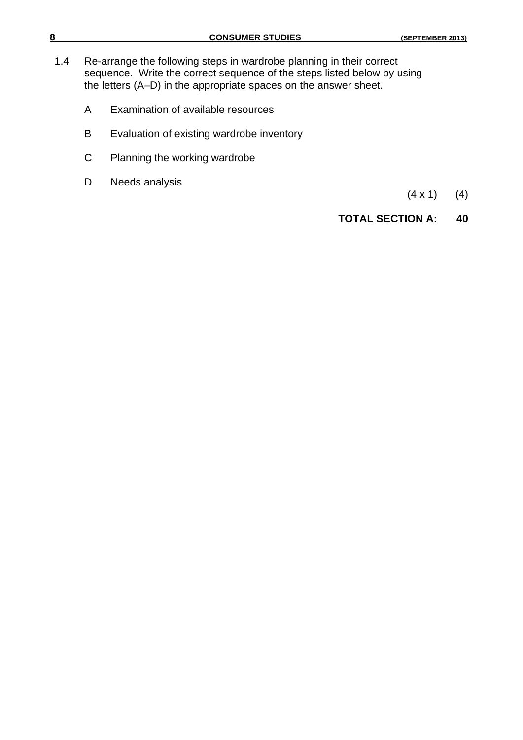1.4 Re-arrange the following steps in wardrobe planning in their correct sequence. Write the correct sequence of the steps listed below by using the letters (A–D) in the appropriate spaces on the answer sheet.

A Examination of available resources

B Evaluation of existing wardrobe inventory

C Planning the working wardrobe

D Needs analysis

(4 x 1) (4)

**TOTAL SECTION A: 40**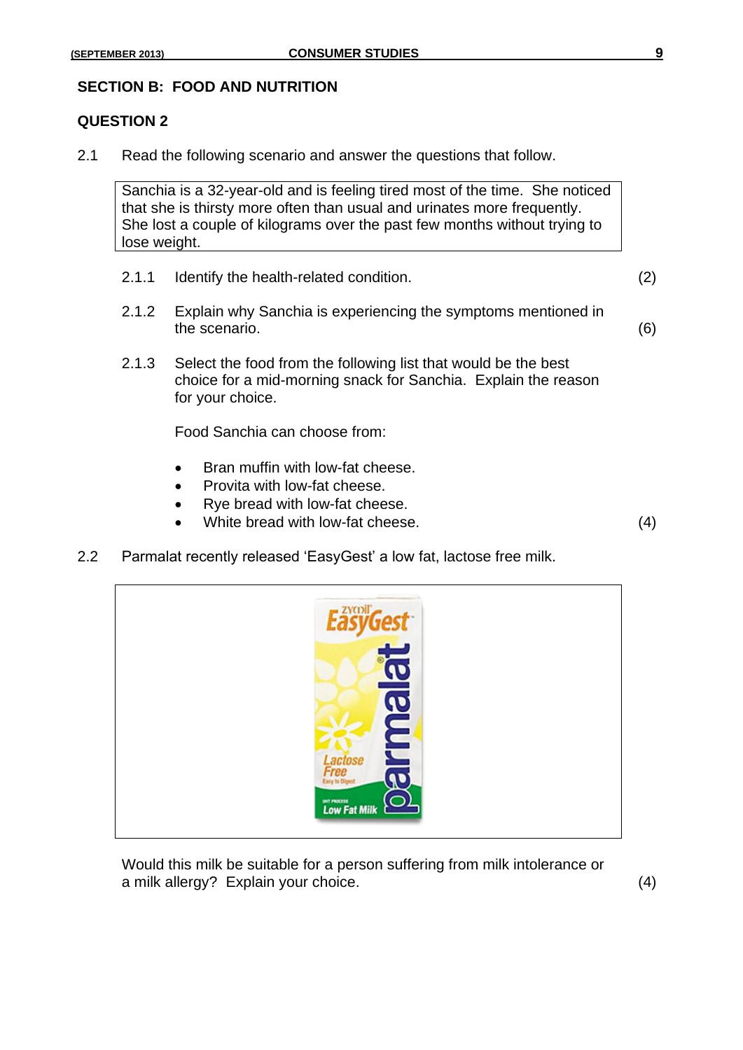## SECTION B: FOOD AND NUTRITION

### QUESTION 2

2.1 Read the following scenario and answer the questions that follow.

> Sanchia is a 32-year-old and is feeling tired most of the time. She noticed that she is thirsty more often than usual and urinates more frequently. She lost a couple of kilograms over the past few months without trying to lose weight.

2.1.1 Identify the health-related condition. (2)

2.1.2 Explain why Sanchia is experiencing the symptoms mentioned in the scenario. (6)

2.1.3 Select the food from the following list that would be the best choice for a mid-morning snack for Sanchia. Explain the reason for your choice.

Food Sanchia can choose from:

- Bran muffin with low-fat cheese.
- Provita with low-fat cheese.
- Rye bread with low-fat cheese.
- White bread with low-fat cheese. (4)

2.2 Parmalat recently released 'EasyGest' a low fat, lactose free milk.

Would this milk be suitable for a person suffering from milk intolerance or a milk allergy? Explain your choice. (4)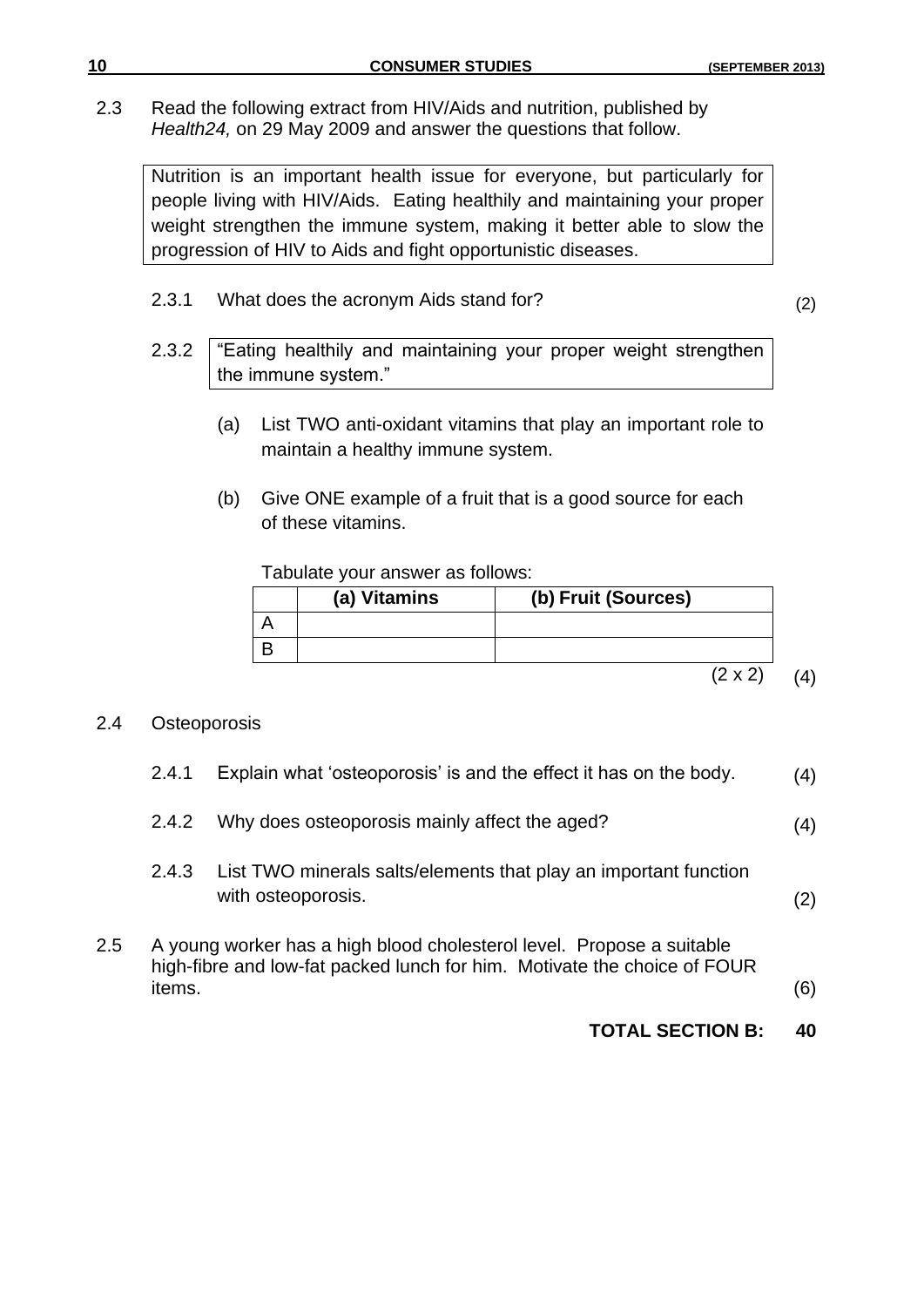2.3 Read the following extract from HIV/Aids and nutrition, published by *Health24,* on 29 May 2009 and answer the questions that follow.

> Nutrition is an important health issue for everyone, but particularly for people living with HIV/Aids. Eating healthily and maintaining your proper weight strengthen the immune system, making it better able to slow the progression of HIV to Aids and fight opportunistic diseases.

2.3.1 What does the acronym Aids stand for? (2)

2.3.2

> "Eating healthily and maintaining your proper weight strengthen the immune system."

(a) List TWO anti-oxidant vitamins that play an important role to maintain a healthy immune system.

(b) Give ONE example of a fruit that is a good source for each of these vitamins.

Tabulate your answer as follows:

| | (a) Vitamins | (b) Fruit (Sources) |
|---|---|---|
| A | | |
| B | | |

(2 x 2) (4)

2.4 Osteoporosis

2.4.1 Explain what 'osteoporosis' is and the effect it has on the body. (4)

2.4.2 Why does osteoporosis mainly affect the aged? (4)

2.4.3 List TWO minerals salts/elements that play an important function with osteoporosis. (2)

2.5 A young worker has a high blood cholesterol level. Propose a suitable high-fibre and low-fat packed lunch for him. Motivate the choice of FOUR items. (6)

**TOTAL SECTION B: 40**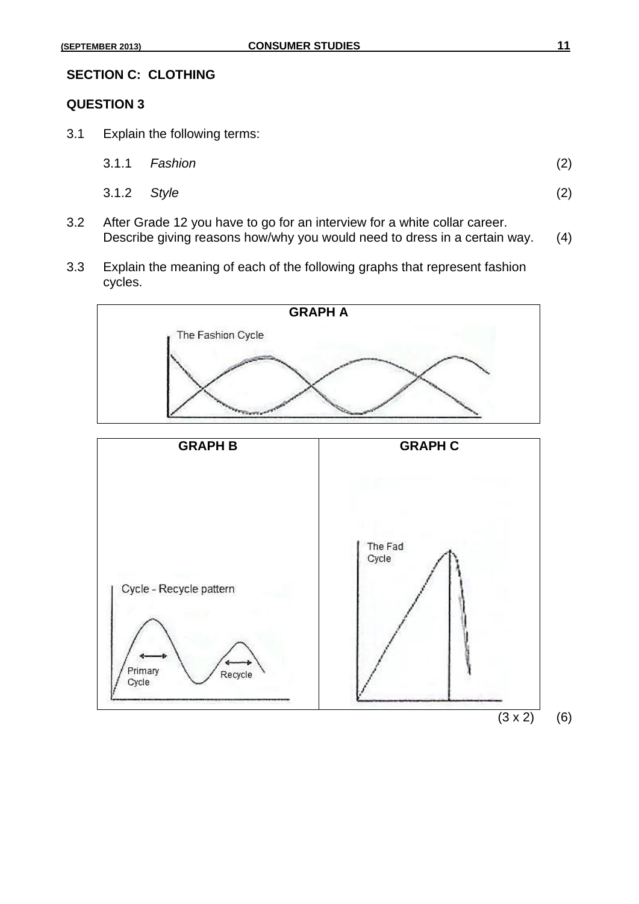## SECTION C: CLOTHING

### QUESTION 3

3.1 Explain the following terms:

3.1.1 *Fashion* (2)

3.1.2 *Style* (2)

3.2 After Grade 12 you have to go for an interview for a white collar career. Describe giving reasons how/why you would need to dress in a certain way. (4)

3.3 Explain the meaning of each of the following graphs that represent fashion cycles.

**GRAPH A**

The Fashion Cycle

| **GRAPH B** | **GRAPH C** |
| --- | --- |
| Cycle - Recycle pattern<br>Primary Cycle<br>Recycle | The Fad Cycle |

(3 x 2) (6)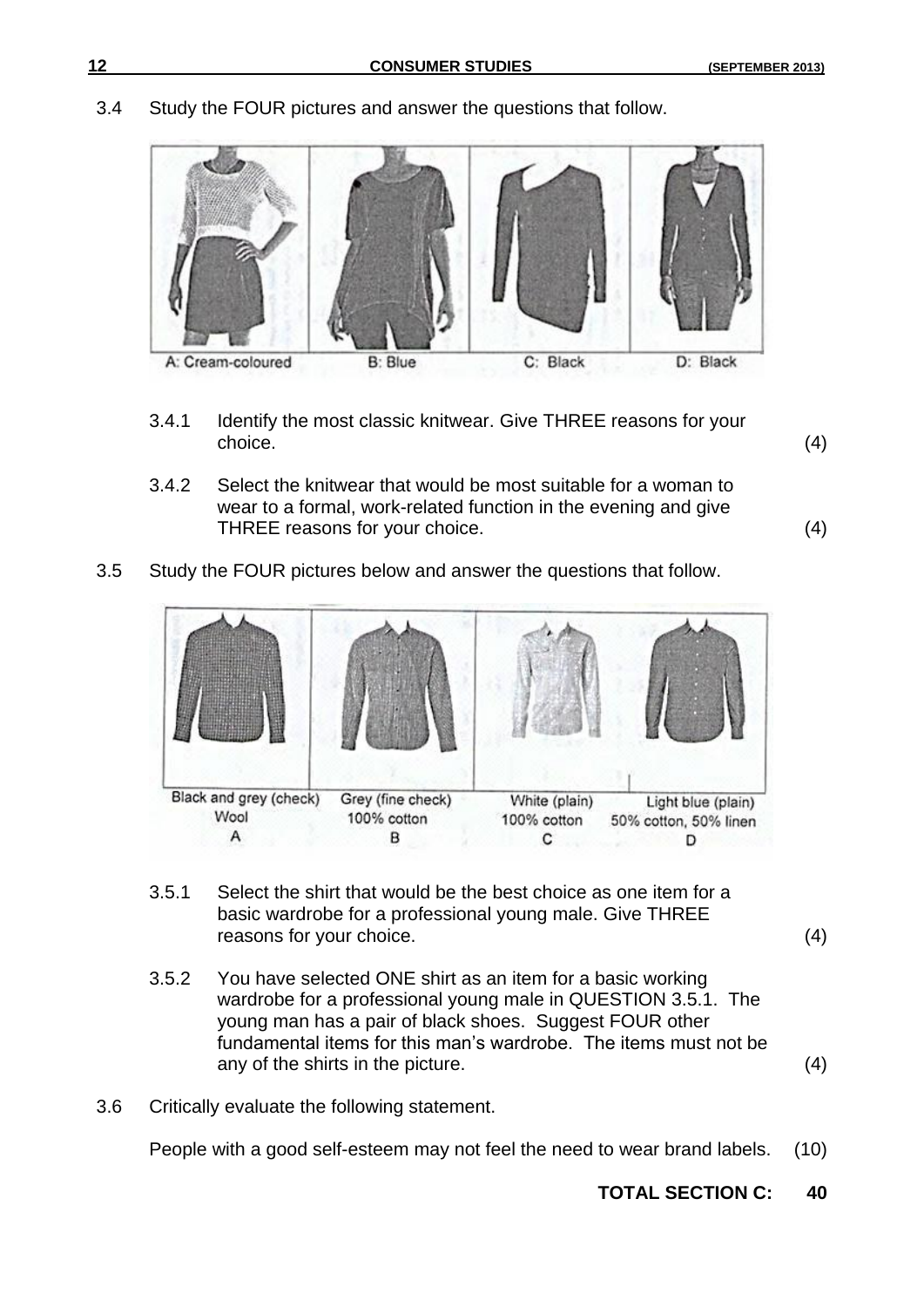3.4 Study the FOUR pictures and answer the questions that follow.

A: Cream-coloured B: Blue C: Black D: Black

3.4.1 Identify the most classic knitwear. Give THREE reasons for your choice. (4)

3.4.2 Select the knitwear that would be most suitable for a woman to wear to a formal, work-related function in the evening and give THREE reasons for your choice. (4)

3.5 Study the FOUR pictures below and answer the questions that follow.

| Black and grey (check) | Grey (fine check) | White (plain) | Light blue (plain) |
| --- | --- | --- | --- |
| Wool | 100% cotton | 100% cotton | 50% cotton, 50% linen |
| A | B | C | D |

3.5.1 Select the shirt that would be the best choice as one item for a basic wardrobe for a professional young male. Give THREE reasons for your choice. (4)

3.5.2 You have selected ONE shirt as an item for a basic working wardrobe for a professional young male in QUESTION 3.5.1. The young man has a pair of black shoes. Suggest FOUR other fundamental items for this man's wardrobe. The items must not be any of the shirts in the picture. (4)

3.6 Critically evaluate the following statement.

People with a good self-esteem may not feel the need to wear brand labels. (10)

**TOTAL SECTION C: 40**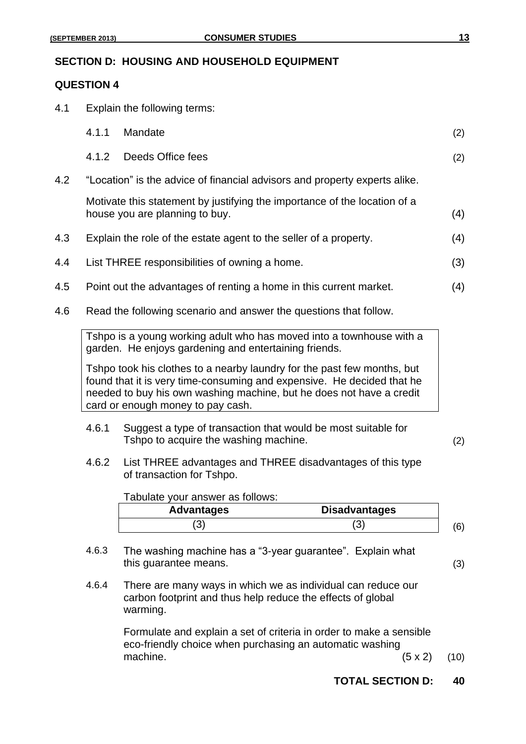## SECTION D: HOUSING AND HOUSEHOLD EQUIPMENT

### QUESTION 4

4.1 Explain the following terms:

4.1.1 Mandate (2)

4.1.2 Deeds Office fees (2)

4.2 "Location" is the advice of financial advisors and property experts alike.

Motivate this statement by justifying the importance of the location of a house you are planning to buy. (4)

4.3 Explain the role of the estate agent to the seller of a property. (4)

4.4 List THREE responsibilities of owning a home. (3)

4.5 Point out the advantages of renting a home in this current market. (4)

4.6 Read the following scenario and answer the questions that follow.

> Tshpo is a young working adult who has moved into a townhouse with a garden. He enjoys gardening and entertaining friends.
>
> Tshpo took his clothes to a nearby laundry for the past few months, but found that it is very time-consuming and expensive. He decided that he needed to buy his own washing machine, but he does not have a credit card or enough money to pay cash.

4.6.1 Suggest a type of transaction that would be most suitable for Tshpo to acquire the washing machine. (2)

4.6.2 List THREE advantages and THREE disadvantages of this type of transaction for Tshpo.

Tabulate your answer as follows:

| Advantages | Disadvantages |
|---|---|
| (3) | (3) |

(6)

4.6.3 The washing machine has a "3-year guarantee". Explain what this guarantee means. (3)

4.6.4 There are many ways in which we as individual can reduce our carbon footprint and thus help reduce the effects of global warming.

Formulate and explain a set of criteria in order to make a sensible eco-friendly choice when purchasing an automatic washing machine. (5 x 2) (10)

**TOTAL SECTION D: 40**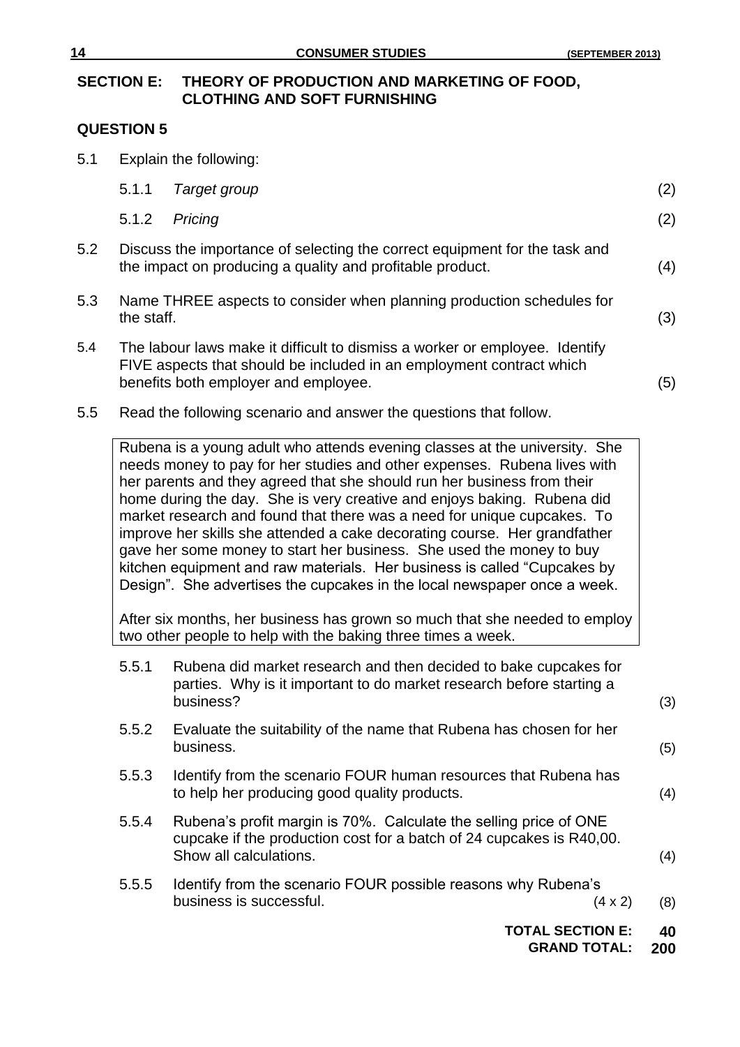## SECTION E: THEORY OF PRODUCTION AND MARKETING OF FOOD, CLOTHING AND SOFT FURNISHING

### QUESTION 5

5.1 Explain the following:

5.1.1 *Target group* (2)

5.1.2 *Pricing* (2)

5.2 Discuss the importance of selecting the correct equipment for the task and the impact on producing a quality and profitable product. (4)

5.3 Name THREE aspects to consider when planning production schedules for the staff. (3)

5.4 The labour laws make it difficult to dismiss a worker or employee. Identify FIVE aspects that should be included in an employment contract which benefits both employer and employee. (5)

5.5 Read the following scenario and answer the questions that follow.

> Rubena is a young adult who attends evening classes at the university. She needs money to pay for her studies and other expenses. Rubena lives with her parents and they agreed that she should run her business from their home during the day. She is very creative and enjoys baking. Rubena did market research and found that there was a need for unique cupcakes. To improve her skills she attended a cake decorating course. Her grandfather gave her some money to start her business. She used the money to buy kitchen equipment and raw materials. Her business is called "Cupcakes by Design". She advertises the cupcakes in the local newspaper once a week.
>
> After six months, her business has grown so much that she needed to employ two other people to help with the baking three times a week.

5.5.1 Rubena did market research and then decided to bake cupcakes for parties. Why is it important to do market research before starting a business? (3)

5.5.2 Evaluate the suitability of the name that Rubena has chosen for her business. (5)

5.5.3 Identify from the scenario FOUR human resources that Rubena has to help her producing good quality products. (4)

5.5.4 Rubena's profit margin is 70%. Calculate the selling price of ONE cupcake if the production cost for a batch of 24 cupcakes is R40,00. Show all calculations. (4)

5.5.5 Identify from the scenario FOUR possible reasons why Rubena's business is successful. (4 x 2) (8)

**TOTAL SECTION E: 40**

**GRAND TOTAL: 200**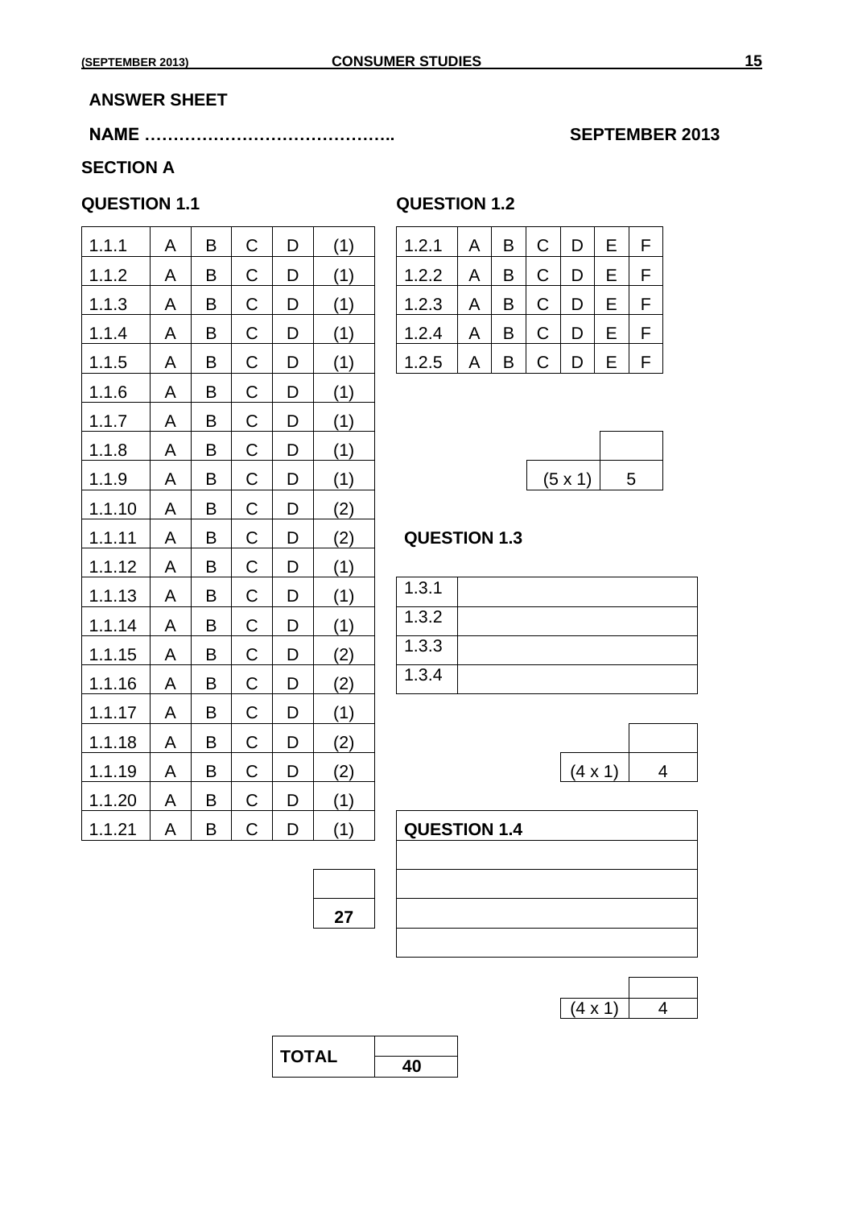## ANSWER SHEET

**NAME …………………………………….. SEPTEMBER 2013**

## SECTION A

### QUESTION 1.1

| | | | | | |
|---|---|---|---|---|---|
| 1.1.1 | A | B | C | D | (1) |
| 1.1.2 | A | B | C | D | (1) |
| 1.1.3 | A | B | C | D | (1) |
| 1.1.4 | A | B | C | D | (1) |
| 1.1.5 | A | B | C | D | (1) |
| 1.1.6 | A | B | C | D | (1) |
| 1.1.7 | A | B | C | D | (1) |
| 1.1.8 | A | B | C | D | (1) |
| 1.1.9 | A | B | C | D | (1) |
| 1.1.10 | A | B | C | D | (2) |
| 1.1.11 | A | B | C | D | (2) |
| 1.1.12 | A | B | C | D | (1) |
| 1.1.13 | A | B | C | D | (1) |
| 1.1.14 | A | B | C | D | (1) |
| 1.1.15 | A | B | C | D | (2) |
| 1.1.16 | A | B | C | D | (2) |
| 1.1.17 | A | B | C | D | (1) |
| 1.1.18 | A | B | C | D | (2) |
| 1.1.19 | A | B | C | D | (2) |
| 1.1.20 | A | B | C | D | (1) |
| 1.1.21 | A | B | C | D | (1) |

| |
|---|
| |
| **27** |

### QUESTION 1.2

| | | | | | | |
|---|---|---|---|---|---|---|
| 1.2.1 | A | B | C | D | E | F |
| 1.2.2 | A | B | C | D | E | F |
| 1.2.3 | A | B | C | D | E | F |
| 1.2.4 | A | B | C | D | E | F |
| 1.2.5 | A | B | C | D | E | F |

| | |
|---|---|
| | |
| (5 x 1) | 5 |

### QUESTION 1.3

| | |
|---|---|
| 1.3.1 | |
| 1.3.2 | |
| 1.3.3 | |
| 1.3.4 | |

| | |
|---|---|
| | |
| (4 x 1) | 4 |

### QUESTION 1.4

| |
|---|
| |
| |
| |
| |

| | |
|---|---|
| | |
| (4 x 1) | 4 |

| | |
|---|---|
| **TOTAL** | |
| | **40** |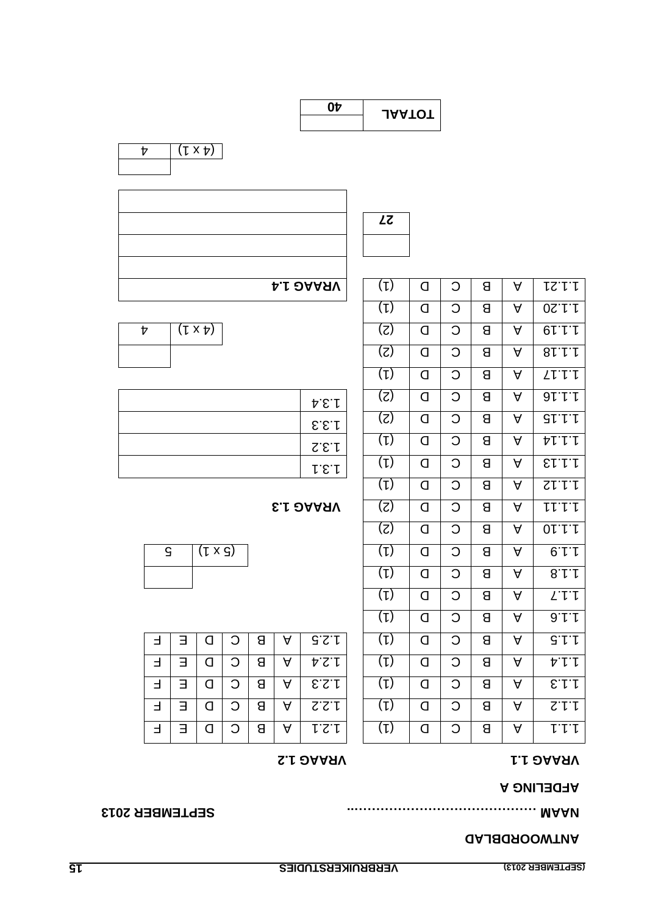**ANTWOORDBLAD**

**NAAM** ........................................... **SEPTEMBER 2013**

**AFDELING A**

**VRAAG 1.1**

| | | | | | |
|---|---|---|---|---|---|
| 1.1.1 | A | B | C | D | (1) |
| 1.1.2 | A | B | C | D | (1) |
| 1.1.3 | A | B | C | D | (1) |
| 1.1.4 | A | B | C | D | (1) |
| 1.1.5 | A | B | C | D | (1) |
| 1.1.6 | A | B | C | D | (1) |
| 1.1.7 | A | B | C | D | (1) |
| 1.1.8 | A | B | C | D | (1) |
| 1.1.9 | A | B | C | D | (1) |
| 1.1.10 | A | B | C | D | (2) |
| 1.1.11 | A | B | C | D | (2) |
| 1.1.12 | A | B | C | D | (1) |
| 1.1.13 | A | B | C | D | (1) |
| 1.1.14 | A | B | C | D | (1) |
| 1.1.15 | A | B | C | D | (2) |
| 1.1.16 | A | B | C | D | (2) |
| 1.1.17 | A | B | C | D | (1) |
| 1.1.18 | A | B | C | D | (2) |
| 1.1.19 | A | B | C | D | (2) |
| 1.1.20 | A | B | C | D | (1) |
| 1.1.21 | A | B | C | D | (1) |

| | |
|---|---|
| | 27 |

**VRAAG 1.2**

| | | | | | | |
|---|---|---|---|---|---|---|
| 1.2.1 | A | B | C | D | E | F |
| 1.2.2 | A | B | C | D | E | F |
| 1.2.3 | A | B | C | D | E | F |
| 1.2.4 | A | B | C | D | E | F |
| 1.2.5 | A | B | C | D | E | F |

| | |
|---|---|
| (5 x 1) | 5 |

**VRAAG 1.3**

| | |
|---|---|
| 1.3.1 | |
| 1.3.2 | |
| 1.3.3 | |
| 1.3.4 | |

| | |
|---|---|
| (4 x 1) | 4 |

| **VRAAG 1.4** |
|---|
| |
| |
| |
| |

| | |
|---|---|
| (4 x 1) | 4 |

| | |
|---|---|
| **TOTAAL** | 40 |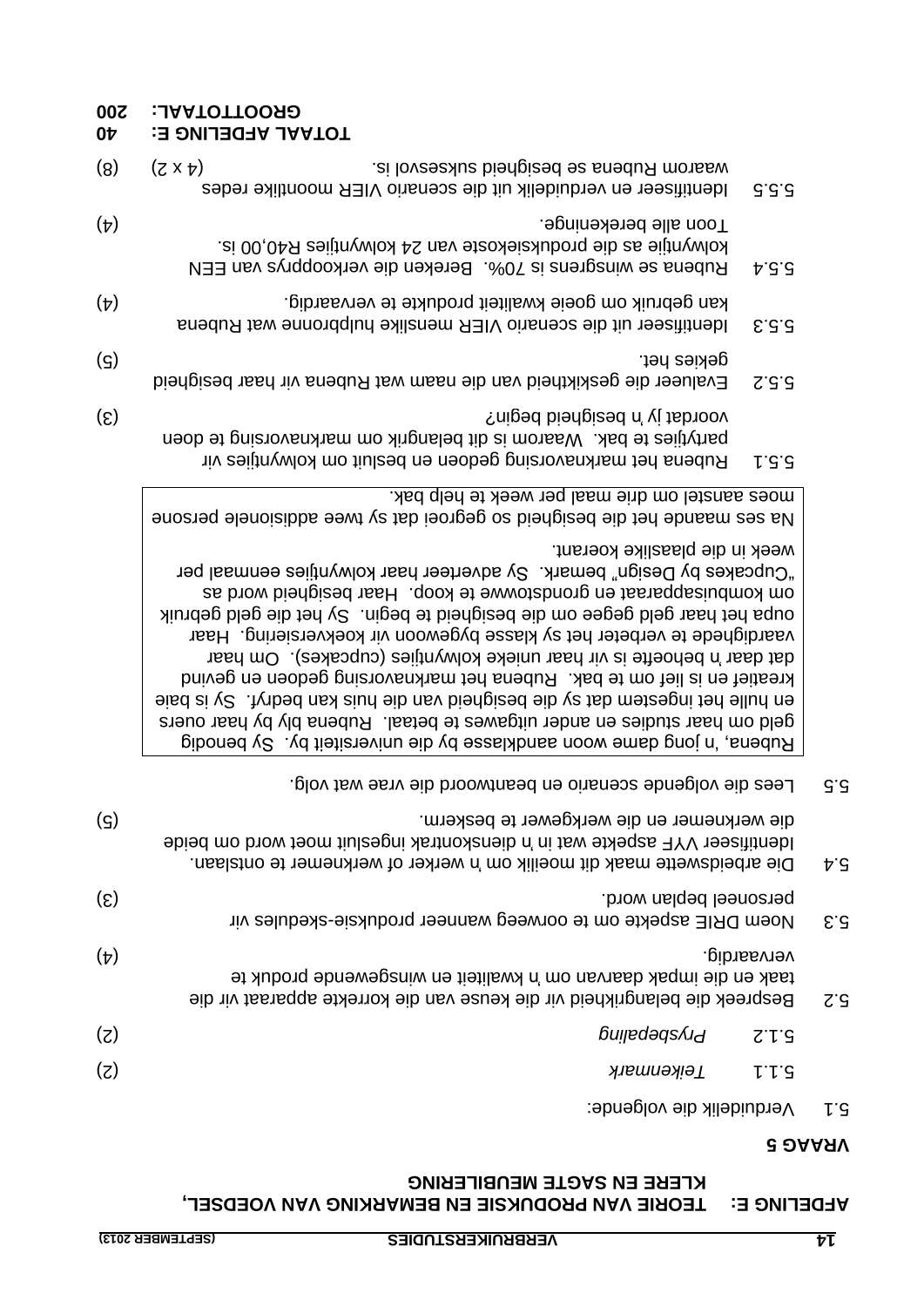## AFDELING E: TEORIE VAN PRODUKSIE EN BEMARKING VAN VOEDSEL, KLERE EN SAGTE MEUBILERING

### VRAAG 5

5.1 Verduidelik die volgende:

5.1.1 *Teikenmark* (2)

5.1.2 *Prysbepaling* (2)

5.2 Bespreek die belangrikheid vir die keuse van die korrekte apparaat vir die taak en die impak daarvan om 'n kwaliteit en winsgewende produk te vervaardig. (4)

5.3 Noem DRIE aspekte om te oorweeg wanneer produksie-skedules vir personeel beplan word. (3)

5.4 Die arbeidswette maak dit moeilik om 'n werker of werknemer te ontslaan. Identifiseer VYF aspekte wat in 'n dienskontrak ingesluit moet word om beide die werknemer en die werkgewer te beskerm. (5)

5.5 Lees die volgende scenario en beantwoord die vrae wat volg.

> Rubena, 'n jong dame woon aandklasse by die universiteit by. Sy benodig geld om haar studies en ander uitgawes te betaal. Rubena bly by haar ouers en hulle het ingestem dat sy die besigheid van die huis kan bedryf. Sy is baie kreatief en is lief om te bak. Rubena het marknavorsing gedoen en gevind dat daar 'n behoefte is vir haar unieke kolwyntjies (cupcakes). Om haar vaardighede te verbeter het sy klasse bygewoon vir koekversiering. Haar oupa het haar geld gegee om die besigheid te begin. Sy het die geld gebruik om kombuisapparaat en grondstowwe te koop. Haar besigheid word as "Cupcakes by Design" bemark. Sy adverteer haar kolwyntjies eenmaal per week in die plaaslike koerant.
>
> Na ses maande het die besigheid so gegroei dat sy twee addisionele persone moes aanstel om drie maal per week te help bak.

5.5.1 Rubena het marknavorsing gedoen en besluit om kolwyntjies vir partytjies te bak. Waarom is dit belangrik om marknavorsing te doen voordat jy 'n besigheid begin? (3)

5.5.2 Evalueer die geskiktheid van die naam wat Rubena vir haar besigheid gekies het. (5)

5.5.3 Identifiseer uit die scenario VIER menslike hulpbronne wat Rubena kan gebruik om goeie kwaliteit produkte te vervaardig. (4)

5.5.4 Rubena se winsgrens is 70%. Bereken die verkoopprys van EEN kolwyntjie as die produksiekoste van 24 kolwyntjies R40,00 is. Toon alle berekeninge. (4)

5.5.5 Identifiseer en verduidelik uit die scenario VIER moontlike redes waarom Rubena se besigheid suksesvol is. (4 x 2) (8)

**TOTAAL AFDELING E: 40**
**GROOTTOTAAL: 200**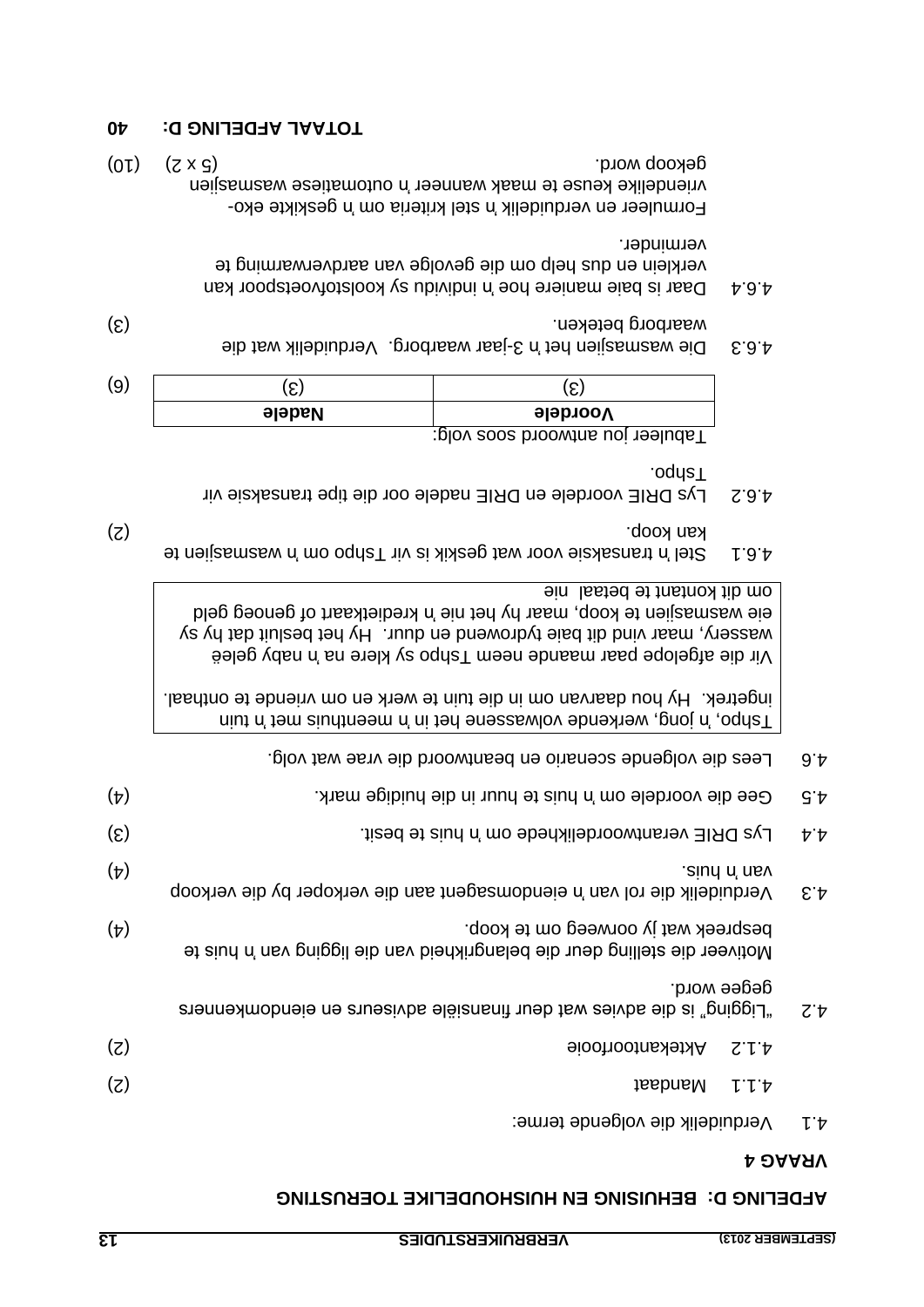## AFDELING D: BEHUISING EN HUISHOUDELIKE TOERUSTING

### VRAAG 4

4.1 Verduidelik die volgende terme:

4.1.1 Mandaat (2)

4.1.2 Aktekantoorfooie (2)

4.2 "Ligging" is die advies wat deur finansiële adviseurs en eiendomkenners gegee word.

Motiveer die stelling deur die belangrikheid van die ligging van 'n huis te bespreek wat jy oorweeg om te koop. (4)

4.3 Verduidelik die rol van 'n eiendomsagent aan die verkoper by die verkoop van 'n huis. (4)

4.4 Lys DRIE verantwoordelikhede om 'n huis te besit. (3)

4.5 Gee die voordele om 'n huis te huur in die huidige mark. (4)

4.6 Lees die volgende scenario en beantwoord die vrae wat volg.

> Tshpo, 'n jong, werkende volwassene het in 'n meenthuis met 'n tuin ingetrek. Hy hou daarvan om in die tuin te werk en om vriende te onthaal.
>
> Vir die afgelope paar maande neem Tshpo sy klere na 'n naby geleë wassery, maar vind dit baie tydrowend en duur. Hy het besluit dat hy sy eie wasmasjien te koop, maar hy het nie 'n kredietkaart of genoeg geld om dit kontant te betaal nie

4.6.1 Stel 'n transaksie voor wat geskik is vir Tshpo om 'n wasmasjien te kan koop. (2)

4.6.2 Lys DRIE voordele en DRIE nadele oor die tipe transaksie vir Tshpo.

Tabuleer jou antwoord soos volg:

| Voordele | Nadele |
|---|---|
| (3) | (3) |

(6)

4.6.3 Die wasmasjien het 'n 3-jaar waarborg. Verduidelik wat die waarborg beteken. (3)

4.6.4 Daar is baie maniere hoe 'n individu sy koolstofvoetspoor kan verklein en dus help om die gevolge van aardverwarming te verminder.

Formuleer en verduidelik 'n stel kriteria om 'n geskikte eko-vriendelike keuse te maak wanneer 'n outomatiese wasmasjien gekoop word. (5 x 2) (10)

**TOTAAL AFDELING D: 40**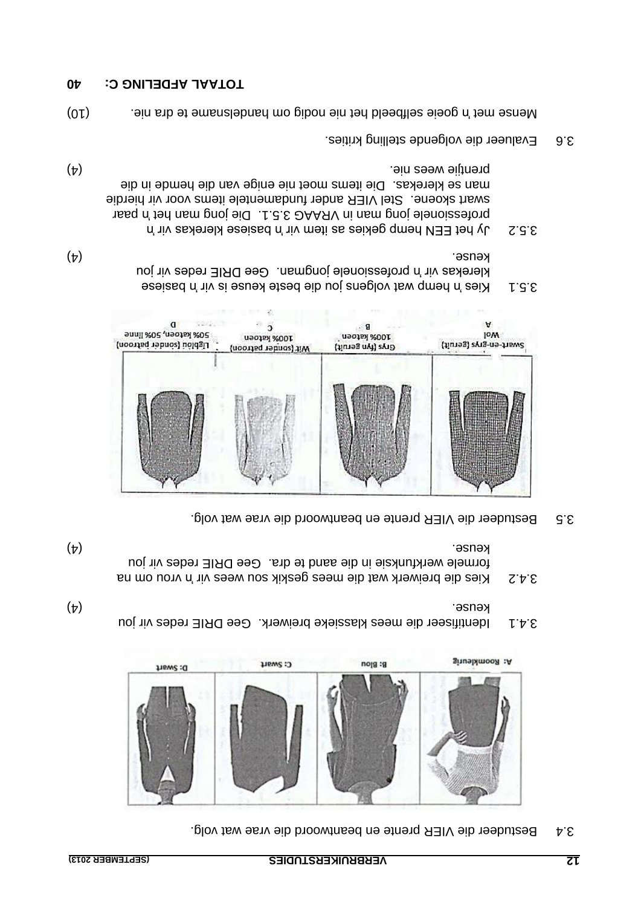3.4 Bestudeer die VIER prente en beantwoord die vrae wat volg.

A: Roomkleurig | B: Blou | C: Swart | D: Swart

3.4.1 Identifiseer die mees klassieke breiwerk. Gee DRIE redes vir jou keuse. (4)

3.4.2 Kies die breiwerk wat die mees geskik sou wees vir 'n vrou om na formele werkfunksie in die aand te dra. Gee DRIE redes vir jou keuse. (4)

3.5 Bestudeer die VIER prente en beantwoord die vrae wat volg.

| A | B | C | D |
|---|---|---|---|
| Swart-en-grys (geruit) Wol | Grys (fyn geruit) 100% katoen | Wit (sonder patroon) 100% katoen | Ligblou (sonder patroon) 50% katoen, 50% linne |

3.5.1 Kies 'n hemp wat volgens jou die beste keuse is vir 'n basiese klerekas vir 'n professionele jongman. Gee DRIE redes vir jou keuse. (4)

3.5.2 Jy het EEN hemp gekies as item vir 'n basiese klerekas vir 'n professionele jong man in VRAAG 3.5.1. Die jong man het 'n paar swart skoene. Stel VIER ander fundamentele items voor vir hierdie man se klerekas. Die items moet nie enige van die hemde in die prentjie wees nie. (4)

3.6 Evalueer die volgende stelling krities.

Mense met 'n goeie selfbeeld het nie nodig om handelsname te dra nie. (10)

**TOTAAL AFDELING C: 40**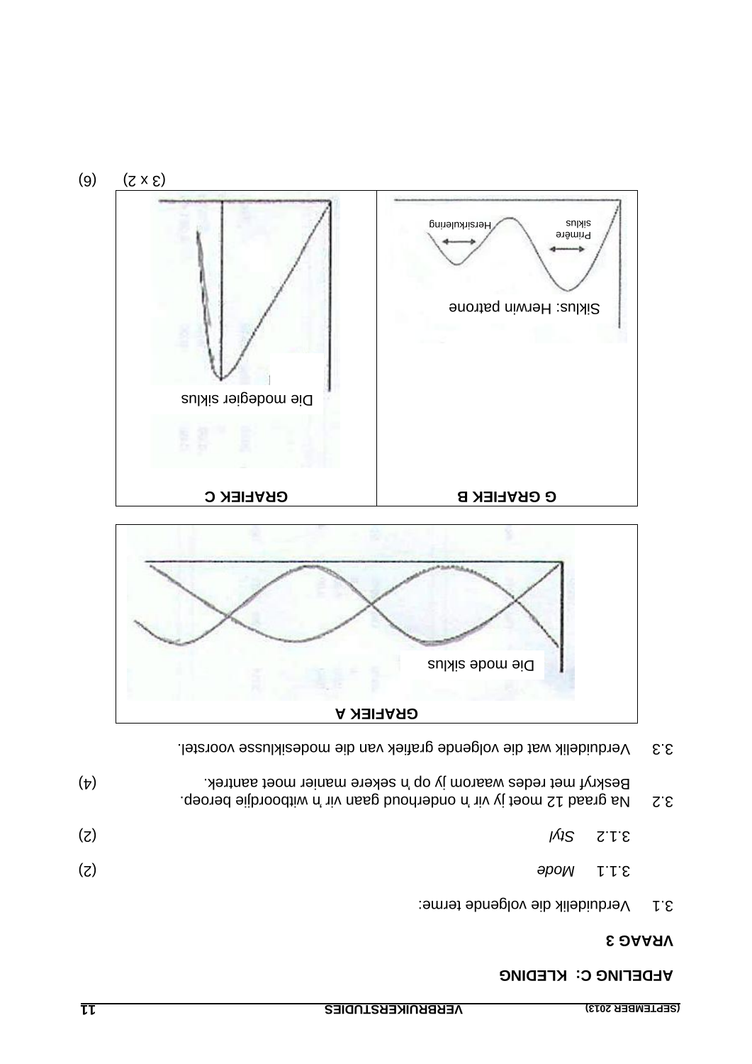## AFDELING C: KLEDING

### VRAAG 3

3.1 Verduidelik die volgende terme:

3.1.1 *Mode* (2)

3.1.2 *Styl* (2)

3.2 Na graad 12 moet jy vir 'n onderhoud gaan vir 'n witboordjie beroep. Beskryf met redes waarom jy op 'n sekere manier moet aantrek. (4)

3.3 Verduidelik wat die volgende grafiek van die modesiklusse voorstel.

**GRAFIEK A**

Die mode siklus

**GRAFIEK B**

Siklus: Herwin patrone

Primêre siklus

Hersirkulering

**GRAFIEK C**

Die modegier siklus

(3 x 2) (6)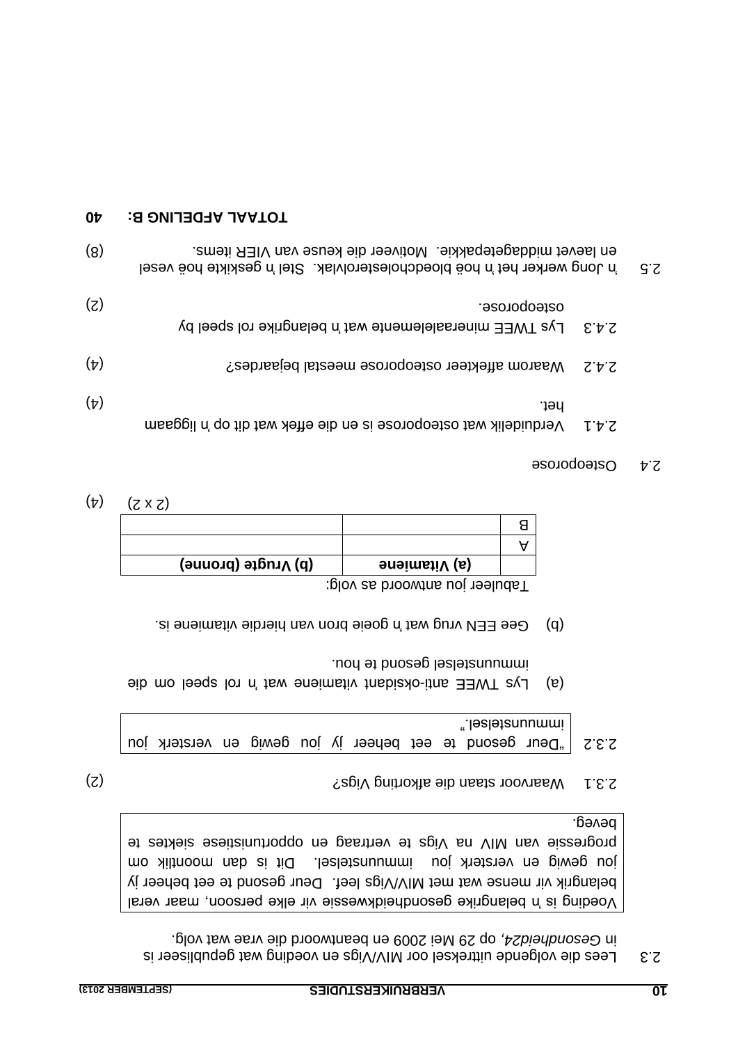2.3 Lees die volgende uittreksel oor MIV/Vigs en voeding wat gepubliseer is in *Gesondheid24*, op 29 Mei 2009 en beantwoord die vrae wat volg.

> Voeding is 'n belangrike gesondheidkwessie vir elke persoon, maar veral belangrik vir mense wat met MIV/Vigs leef. Deur gesond te eet beheer jy jou gewig en versterk jou immuunstelsel. Dit is dan moontlik om progressie van MIV na Vigs te vertraag en opportunistiese siektes te beveg.

2.3.1 Waarvoor staan die afkorting Vigs? (2)

2.3.2 

> "Deur gesond te eet beheer jy jou gewig en versterk jou immuunstelsel."

(a) Lys TWEE anti-oksidant vitamiene wat 'n rol speel om die immuunstelsel gesond te hou.

(b) Gee EEN vrug wat 'n goeie bron van hierdie vitamiene is.

Tabuleer jou antwoord as volg:

| | (a) Vitamiene | (b) Vrugte (bronne) |
|---|---|---|
| A | | |
| B | | |

(2 x 2) (4)

2.4 Osteoporose

2.4.1 Verduidelik wat osteoporose is en die effek wat dit op 'n liggaam het. (4)

2.4.2 Waarom affekteer osteoporose meestal bejaardes? (4)

2.4.3 Lys TWEE mineraalelemente wat 'n belangrike rol speel by osteoporose. (2)

2.5 'n Jong werker het 'n hoë bloedcholesterolvlak. Stel 'n geskikte hoë vesel en laevet middagetepakkie. Motiveer die keuse van VIER items. (8)

**TOTAAL AFDELING B: 40**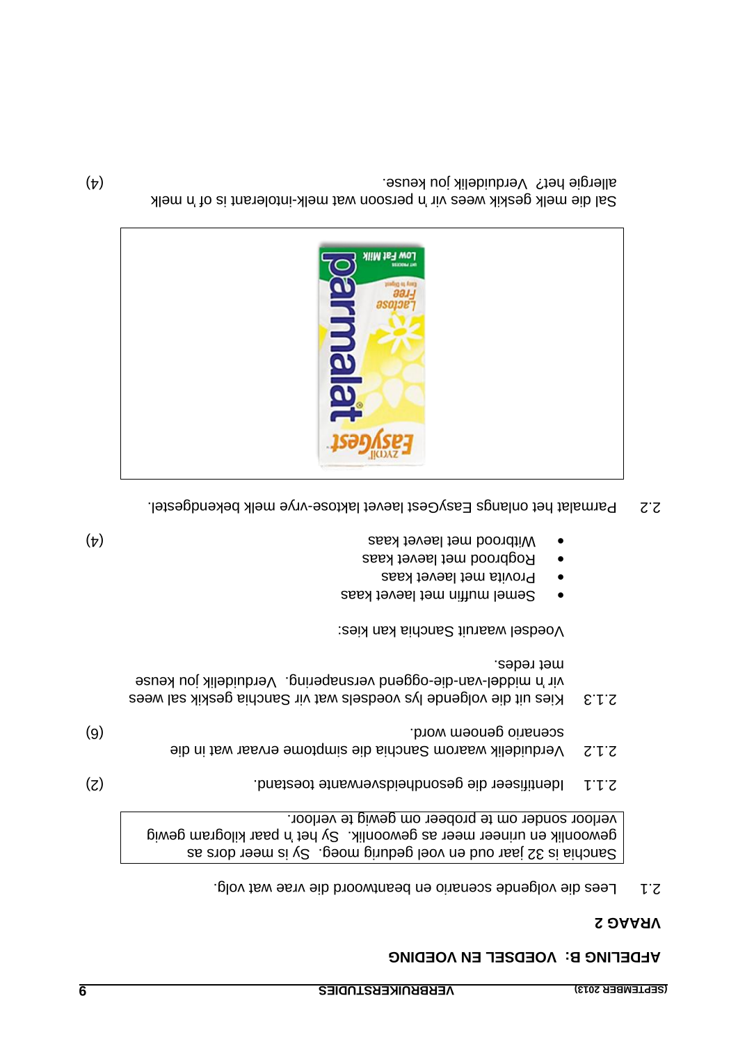## AFDELING B: VOEDSEL EN VOEDING

### VRAAG 2

2.1 Lees die volgende scenario en beantwoord die vrae wat volg.

| Sanchia is 32 jaar oud en voel gedurig moeg. Sy is meer dors as gewoonlik en urineer meer as gewoonlik. Sy het 'n paar kilogram gewig verloor sonder om te probeer om gewig te verloor. |
|---|

2.1.1 Identifiseer die gesondheidsverwante toestand. (2)

2.1.2 Verduidelik waarom Sanchia die simptome ervaar wat in die scenario genoem word. (6)

2.1.3 Kies uit die volgende lys voedsels wat vir Sanchia geskik sal wees vir 'n middel-van-die-oggend versnapering. Verduidelik jou keuse met redes.

Voedsel waaruit Sanchia kan kies:

- Semel muffin met laevet kaas
- Provita met laevet kaas
- Rogbrood met laevet kaas
- Witbrood met laevet kaas

(4)

2.2 Parmalat het onlangs EasyGest laevet laktose-vrye melk bekendgestel.

Sal die melk geskik wees vir 'n persoon wat melk-intolerant is of 'n melk allergie het? Verduidelik jou keuse. (4)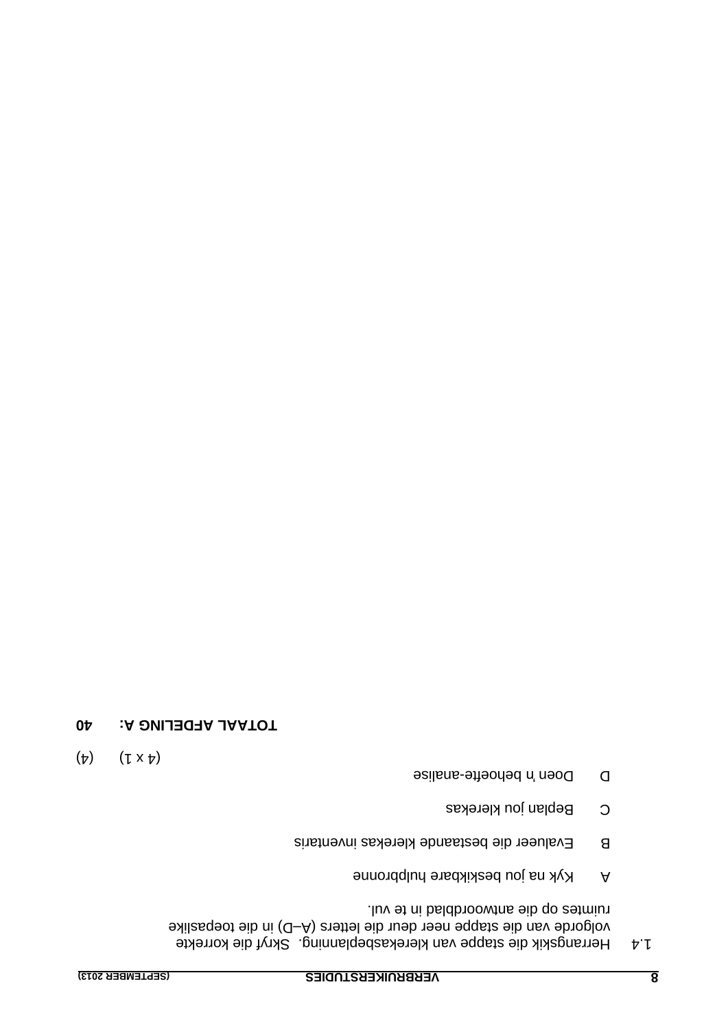1.4 Herrangskik die stappe van klerekasbeplanning. Skryf die korrekte volgorde van die stappe neer deur die letters (A–D) in die toepaslike ruimtes op die antwoordblad in te vul.

A Kyk na jou beskikbare hulpbronne

B Evalueer die bestaande klerekas inventaris

C Beplan jou klerekas

D Doen 'n behoefte-analise

(4 x 1) (4)

**TOTAAL AFDELING A: 40**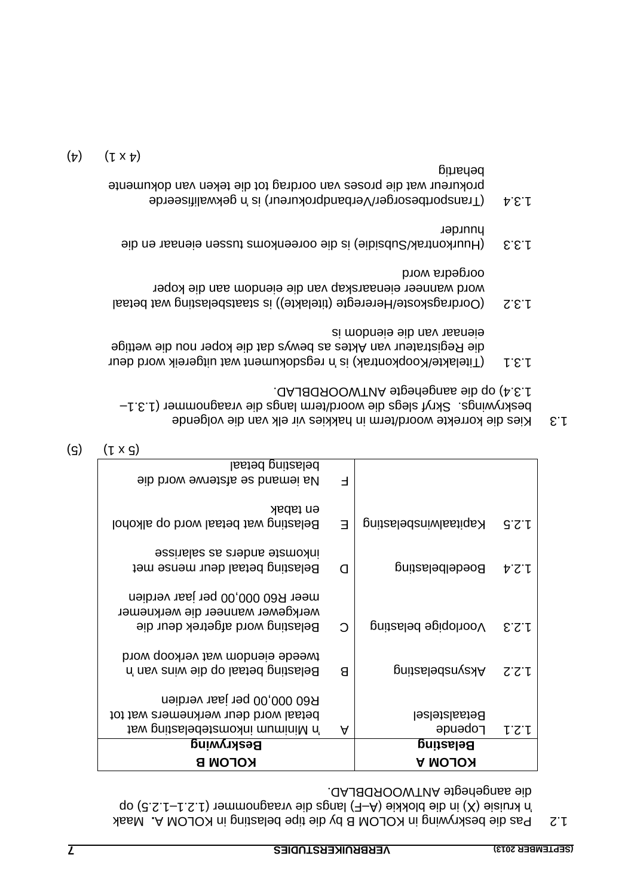1.2 Pas die beskrywing in KOLOM B by die tipe belasting in KOLOM A. Maak 'n kruisie (X) in die blokkie (A–F) langs die vraagnommer (1.2.1–1.2.5) op die aangehegte ANTWOORDBLAD.

| | KOLOM A<br>Belasting | | KOLOM B<br>Beskrywing |
|---|---|---|---|
| 1.2.1 | Lopende Betaalstelsel | A | 'n Minimum inkomstebelasting wat betaal word deur werknemers wat tot R60 000,00 per jaar verdien |
| 1.2.2 | Aksynsbelasting | B | Belasting betaal op die wins van 'n tweede eiendom wat verkoop word |
| 1.2.3 | Voorlopige belasting | C | Belasting word afgetrek deur die werkgewer wanneer die werknemer meer R60 000,00 per jaar verdien |
| 1.2.4 | Boedelbelasting | D | Belasting betaal deur mense met inkomste anders as salarisse |
| 1.2.5 | Kapitaalwinsbelasting | E | Belasting wat betaal word op alkohol en tabak |
| | | F | Na iemand se afsterwe word die belasting betaal |

(5 x 1) (5)

1.3 Kies die korrekte woord/term in hakkies vir elk van die volgende beskrywings. Skryf slegs die woord/term langs die vraagnommer (1.3.1–1.3.4) op die aangehegte ANTWOORDBLAD.

1.3.1 (Titelakte/Koopkontrak) is 'n regsdokument wat uitgereik word deur die Registrateur van Aktes as bewys dat die koper nou die wettige eienaar van die eiendom is

1.3.2 (Oordragskoste/Hereregte (titelakte)) is staatsbelasting wat betaal word wanneer eienaarskap van die eiendom aan die koper oorgedra word

1.3.3 (Huurkontrak/Subsidie) is die ooreenkoms tussen eienaar en die huurder

1.3.4 (Transportbesorger/Verbandprokureur) is 'n gekwalifiseerde prokureur wat die proses van oordrag tot die teken van dokumente behartig

(4 x 1) (4)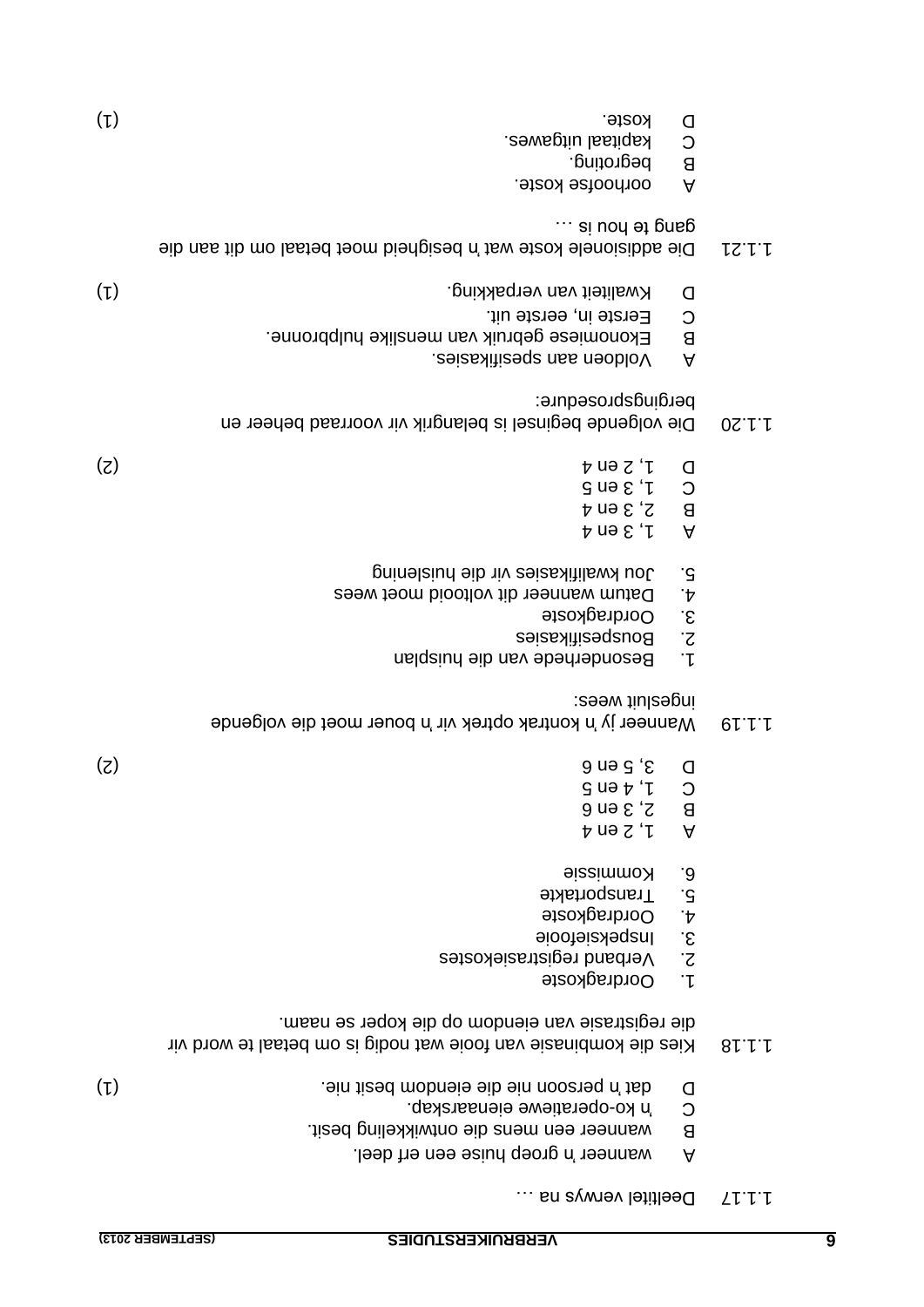1.1.17 Deeltitel verwys na …

A wanneer 'n groep huise een erf deel.
B wanneer een mens die ontwikkeling besit.
C 'n ko-operatiewe eienaarskap.
D dat 'n persoon nie die eiendom besit nie. (1)

1.1.18 Kies die kombinasie van fooie wat nodig is om betaal te word vir die registrasie van eiendom op die koper se naam.

1. Oordragkoste
2. Verband registrasiekostes
3. Inspeksiefooie
4. Oordragkoste
5. Transportakte
6. Kommissie

A 1, 2 en 4
B 2, 3 en 6
C 1, 4 en 5
D 3, 5 en 6 (2)

1.1.19 Wanneer jy 'n kontrak optrek vir 'n bouer moet die volgende ingesluit wees:

1. Besonderhede van die huisplan
2. Bouspesifikasies
3. Oordragkoste
4. Datum wanneer dit voltooid moet wees
5. Jou kwalifikasies vir die huislening

A 1, 3 en 4
B 2, 3 en 4
C 1, 3 en 5
D 1, 2 en 4 (2)

1.1.20 Die volgende beginsel is belangrik vir voorraad beheer en bergingsprosedure:

A Voldoen aan spesifikasies.
B Ekonomiese gebruik van menslike hulpbronne.
C Eerste in, eerste uit.
D Kwaliteit van verpakking. (1)

1.1.21 Die addisionele koste wat 'n besigheid moet betaal om dit aan die gang te hou is …

A oorhoofse koste.
B begroting.
C kapitaal uitgawes.
D koste. (1)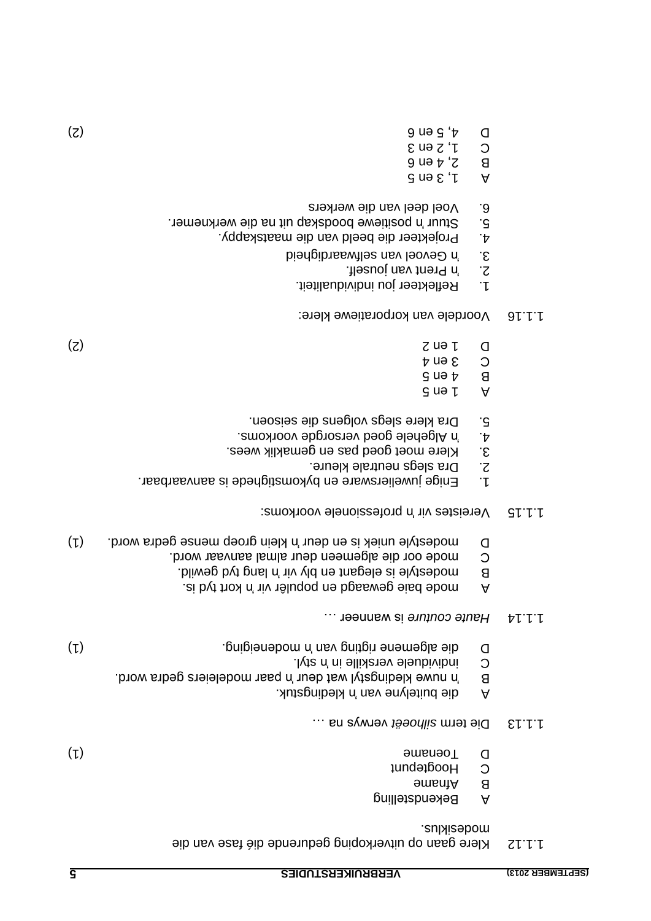1.1.12 Klere gaan op uitverkoping gedurende dié fase van die modesiklus.

A Bekendstelling
B Afname
C Hoogtepunt
D Toename (1)

1.1.13 Die term *silhoeët* verwys na …

A die buitelyne van 'n kledingstuk.
B 'n nuwe kledingstyl wat deur 'n paar modeleiers gedra word.
C individuele verskille in 'n styl.
D die algemene rigting van 'n modeneiging. (1)

1.1.14 *Haute couture* is wanneer …

A mode baie gewaagd en populêr vir 'n kort tyd is.
B modestyle is elegant en bly vir 'n lang tyd gewild.
C mode oor die algemeen deur almal aanvaar word.
D modestyle uniek is en deur 'n klein groep mense gedra word. (1)

1.1.15 Vereistes vir 'n professionele voorkoms:

1. Enige juweliersware en bykomstighede is aanvaarbaar.
2. Dra slegs neutrale kleure.
3. Klere moet goed pas en gemaklik wees.
4. 'n Algehele goed versorgde voorkoms.
5. Dra klere slegs volgens die seisoen.

A 1 en 5
B 4 en 5
C 3 en 4
D 1 en 2 (2)

1.1.16 Voordele van korporatiewe klere:

1. Reflekteer jou individualiteit.
2. 'n Prent van jouself.
3. 'n Gevoel van selfwaardigheid
4. Projekteer die beeld van die maatskappy.
5. Stuur 'n positiewe boodskap uit na die werknemer.
6. Voel deel van die werkers

A 1, 3 en 5
B 2, 4 en 6
C 1, 2 en 3
D 4, 5 en 6 (2)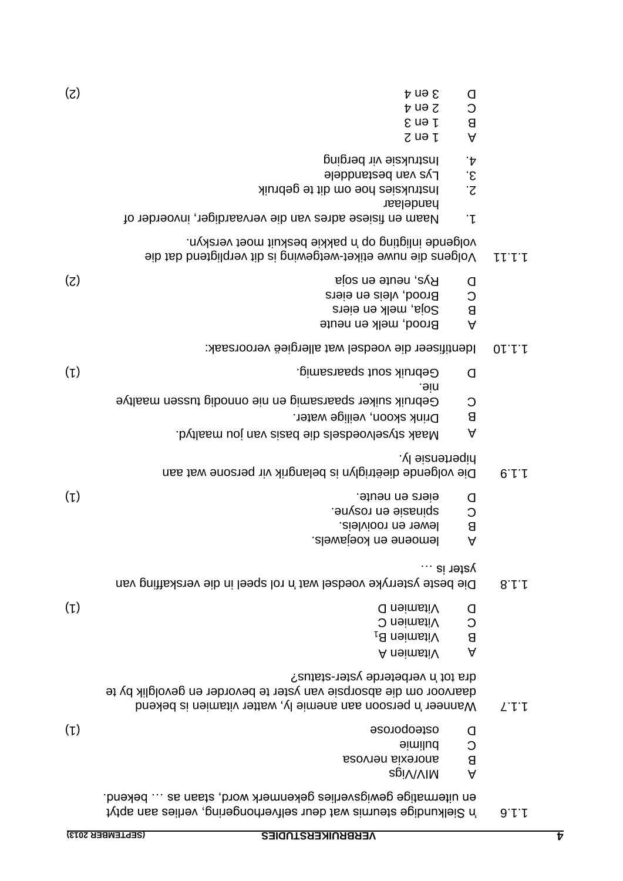1.1.6 'n Sielkundige steurnis wat deur selfverhongering, verlies aan aptyt en uitermatige gewigsverlies gekenmerk word, staan as ... bekend.

A MIV/Vigs
B anorexia nervosa
C bulimie
D osteoporose (1)

1.1.7 Wanneer 'n persoon aan anemie ly, watter vitamien is bekend daarvoor om die absorpsie van yster te bevorder en gevolglik by te dra tot 'n verbeterde yster-status?

A Vitamien A
B Vitamien $B_1$
C Vitamien C
D Vitamien D (1)

1.1.8 Die beste ysterryke voedsel wat 'n rol speel in die verskaffing van yster is ...

A lemoene en koejawels.
B lewer en rooivleis.
C spinasie en rosyne.
D eiers en neute. (1)

1.1.9 Die volgende dieëtriglyn is belangrik vir persone wat aan hipertensie ly.

A Maak styselvoedsels die basis van jou maaltyd.
B Drink skoon, veilige water.
C Gebruik suiker spaarsamig en nie onnodig tussen maaltye nie.
D Gebruik sout spaarsamig. (1)

1.1.10 Identifiseer die voedsel wat allergieë veroorsaak:

A Brood, melk en neute
B Soja, melk en eiers
C Brood, vleis en eiers
D Rys, neute en soja (2)

1.1.11 Volgens die nuwe etiket-wetgewing is dit verpligtend dat die volgende inligting op 'n pakkie beskuit moet verskyn.

1. Naam en fisiese adres van die vervaardiger, invoerder of handelaar
2. Instruksies hoe om dit te gebruik
3. Lys van bestanddele
4. Instruksie vir berging

A 1 en 2
B 1 en 3
C 2 en 4
D 3 en 4 (2)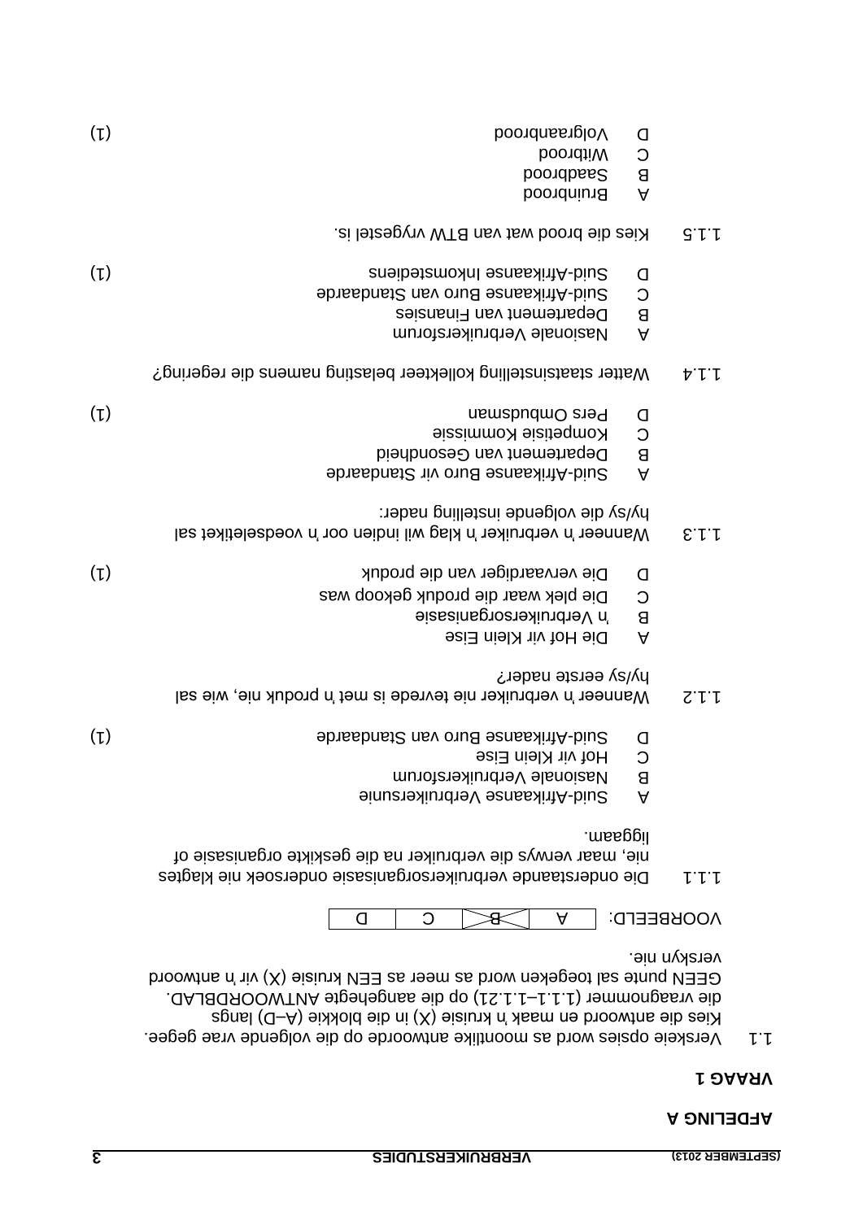## AFDELING A

### VRAAG 1

1.1 Verskeie opsies word as moontlike antwoorde op die volgende vrae gegee. Kies die antwoord en maak 'n kruisie (X) in die blokkie (A–D) langs die vraagnommer (1.1.1–1.1.21) op die aangehegte ANTWOORDBLAD. GEEN punte sal toegeken word as meer as EEN kruisie (X) vir 'n antwoord verskyn nie.

VOORBEELD:

| A | ~~B~~ (X) | C | D |
|---|---|---|---|

1.1.1 Die onderstaande verbruikersorganisasie ondersoek nie klagtes nie, maar verwys die verbruiker na die geskikte organisasie of liggaam.

- A Suid-Afrikaanse Verbruikersunie
- B Nasionale Verbruikersforum
- C Hof vir Klein Eise
- D Suid-Afrikaanse Buro van Standaarde (1)

1.1.2 Wanneer 'n verbruiker nie tevrede is met 'n produk nie, wie sal hy/sy eerste nader?

- A Die Hof vir Klein Eise
- B 'n Verbruikersorganisasie
- C Die plek waar die produk gekoop was
- D Die vervaardiger van die produk (1)

1.1.3 Wanneer 'n verbruiker 'n klag wil indien oor 'n voedseletiket sal hy/sy die volgende instelling nader:

- A Suid-Afrikaanse Buro vir Standaarde
- B Departement van Gesondheid
- C Kompetisie Kommissie
- D Pers Ombudsman (1)

1.1.4 Watter staatsinstelling kollekteer belasting namens die regering?

- A Nasionale Verbruikersforum
- B Departement van Finansies
- C Suid-Afrikaanse Buro van Standaarde
- D Suid-Afrikaanse Inkomstediens (1)

1.1.5 Kies die brood wat van BTW vrygestel is.

- A Bruinbrood
- B Saadbrood
- C Witbrood
- D Volgraanbrood (1)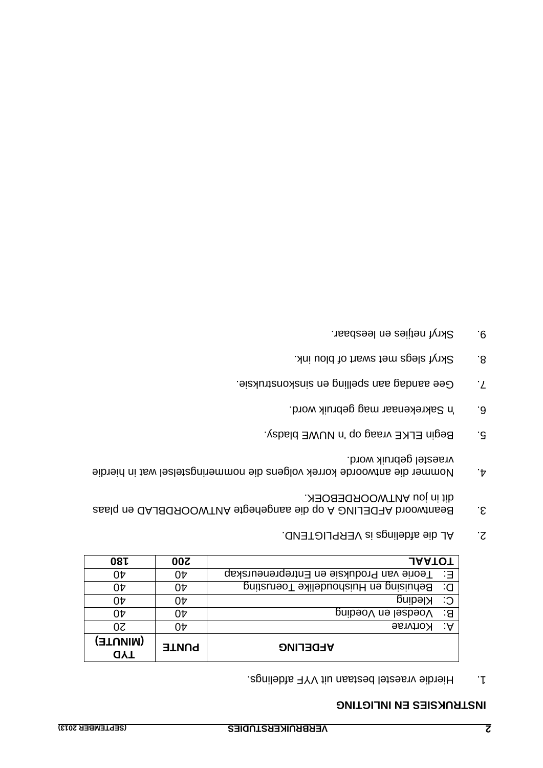## INSTRUKSIES EN INLIGTING

1. Hierdie vraestel bestaan uit VYF afdelings.

| AFDELING | PUNTE | TYD (MINUTE) |
|---|---|---|
| A: Kortvrae | 40 | 20 |
| B: Voedsel en Voeding | 40 | 40 |
| C: Kleding | 40 | 40 |
| D: Behuising en Huishoudelike Toerusting | 40 | 40 |
| E: Teorie van Produksie en Entrepreneurskap | 40 | 40 |
| **TOTAAL** | **200** | **180** |

2. AL die afdelings is VERPLIGTEND.

3. Beantwoord AFDELING A op die aangehegte ANTWOORDBLAD en plaas dit in jou ANTWOORDEBOEK.

4. Nommer die antwoorde korrek volgens die nommeringstelsel wat in hierdie vraestel gebruik word.

5. Begin ELKE vraag op 'n NUWE bladsy.

6. 'n Sakrekenaar mag gebruik word.

7. Gee aandag aan spelling en sinskonstruksie.

8. Skryf slegs met swart of blou ink.

9. Skryf netjies en leesbaar.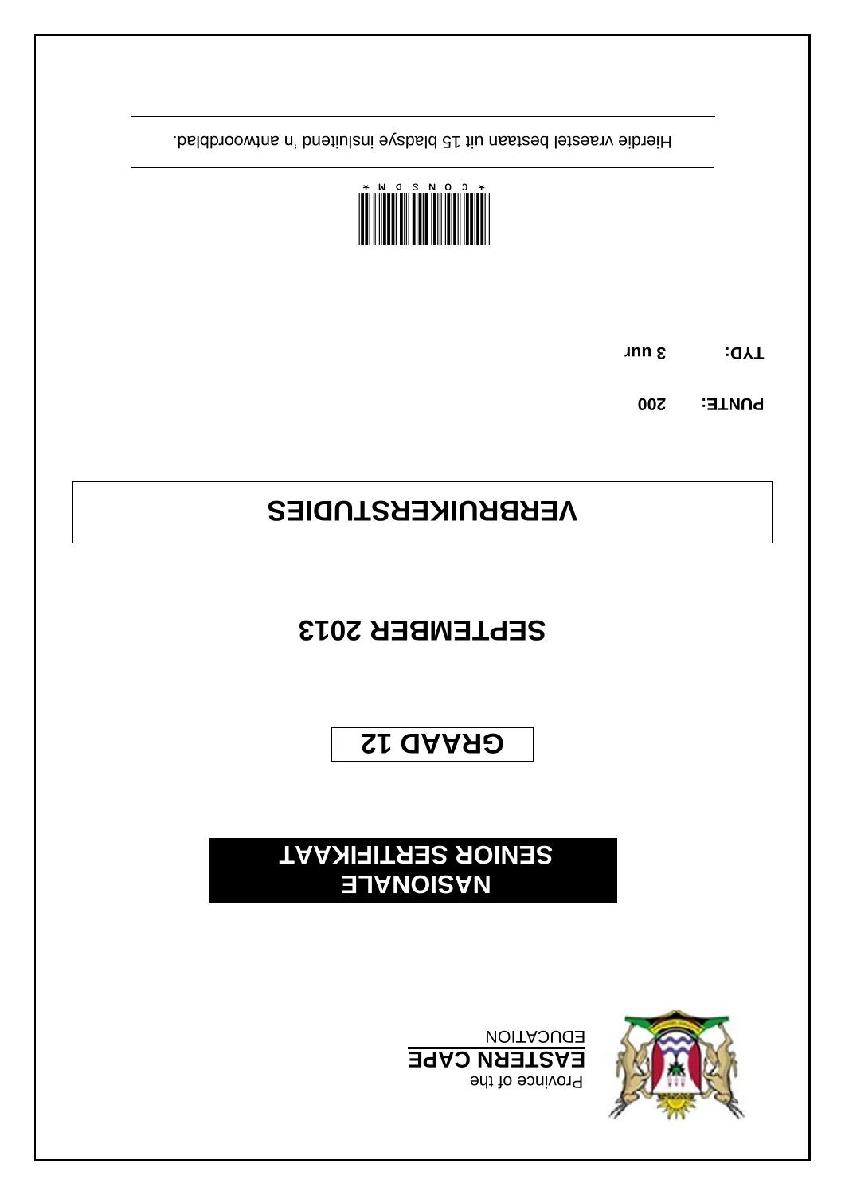Province of the
**EASTERN CAPE**
EDUCATION

# NASIONALE SENIOR SERTIFIKAAT

## GRAAD 12

## SEPTEMBER 2013

# VERBRUIKERSTUDIES

**PUNTE: 200**

**TYD: 3 uur**

\* C O N S P M \*

Hierdie vraestel bestaan uit 15 bladsye insluitend 'n antwoordblad.